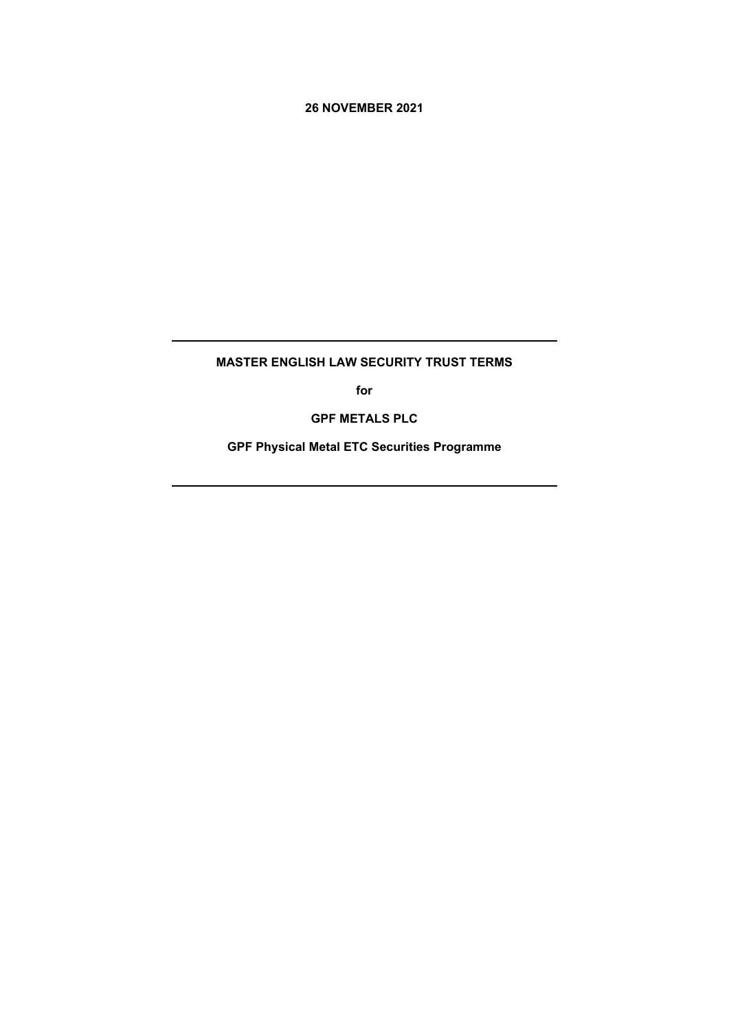**26 NOVEMBER 2021**

---

# MASTER ENGLISH LAW SECURITY TRUST TERMS

**for**

**GPF METALS PLC**

**GPF Physical Metal ETC Securities Programme**

---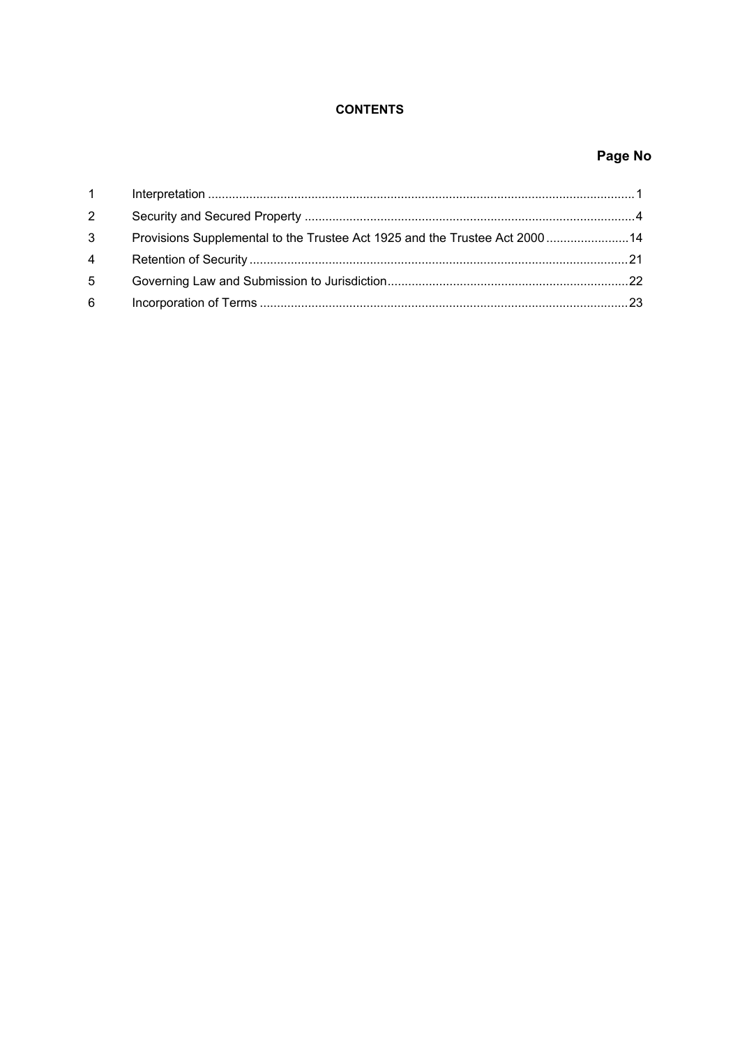**CONTENTS**

| | | Page No |
|---|---|---|
| 1 | Interpretation | 1 |
| 2 | Security and Secured Property | 4 |
| 3 | Provisions Supplemental to the Trustee Act 1925 and the Trustee Act 2000 | 14 |
| 4 | Retention of Security | 21 |
| 5 | Governing Law and Submission to Jurisdiction | 22 |
| 6 | Incorporation of Terms | 23 |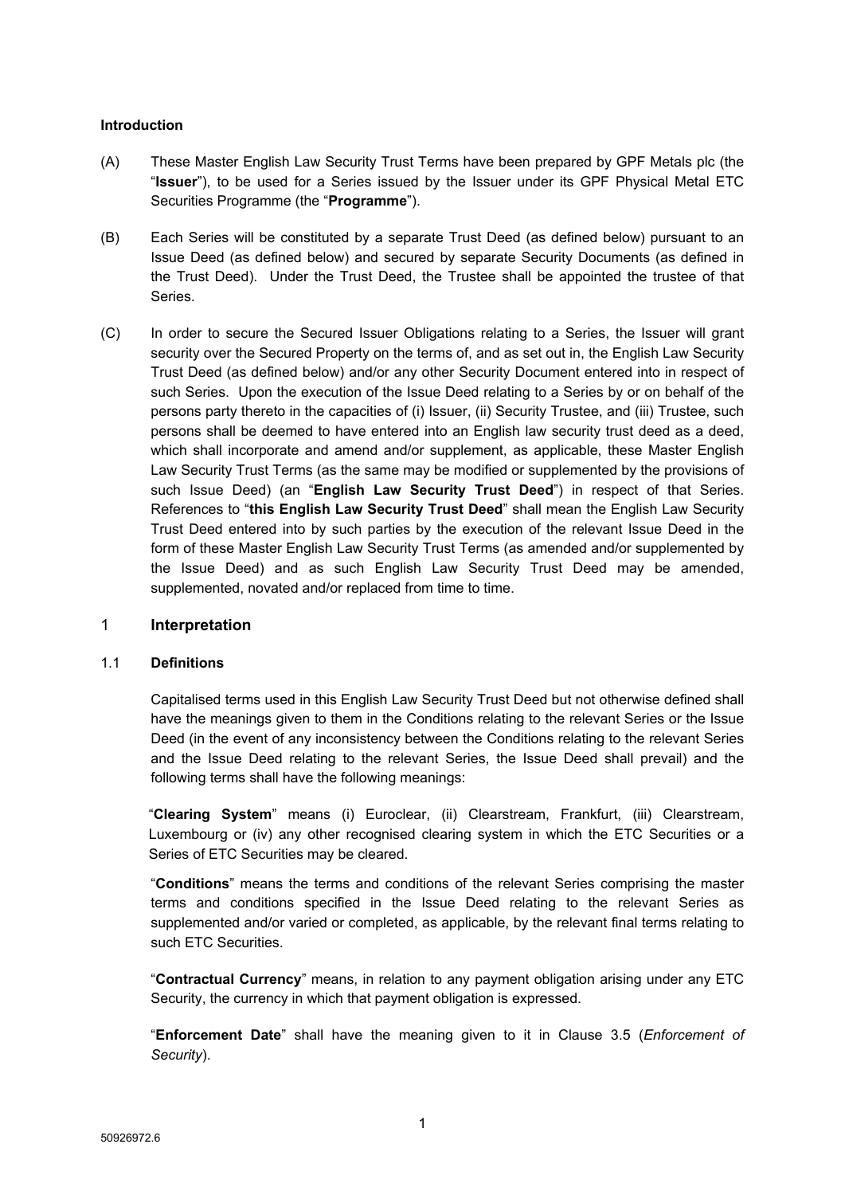**Introduction**

(A) These Master English Law Security Trust Terms have been prepared by GPF Metals plc (the "**Issuer**"), to be used for a Series issued by the Issuer under its GPF Physical Metal ETC Securities Programme (the "**Programme**").

(B) Each Series will be constituted by a separate Trust Deed (as defined below) pursuant to an Issue Deed (as defined below) and secured by separate Security Documents (as defined in the Trust Deed). Under the Trust Deed, the Trustee shall be appointed the trustee of that Series.

(C) In order to secure the Secured Issuer Obligations relating to a Series, the Issuer will grant security over the Secured Property on the terms of, and as set out in, the English Law Security Trust Deed (as defined below) and/or any other Security Document entered into in respect of such Series. Upon the execution of the Issue Deed relating to a Series by or on behalf of the persons party thereto in the capacities of (i) Issuer, (ii) Security Trustee, and (iii) Trustee, such persons shall be deemed to have entered into an English law security trust deed as a deed, which shall incorporate and amend and/or supplement, as applicable, these Master English Law Security Trust Terms (as the same may be modified or supplemented by the provisions of such Issue Deed) (an "**English Law Security Trust Deed**") in respect of that Series. References to "**this English Law Security Trust Deed**" shall mean the English Law Security Trust Deed entered into by such parties by the execution of the relevant Issue Deed in the form of these Master English Law Security Trust Terms (as amended and/or supplemented by the Issue Deed) and as such English Law Security Trust Deed may be amended, supplemented, novated and/or replaced from time to time.

## 1 Interpretation

### 1.1 Definitions

Capitalised terms used in this English Law Security Trust Deed but not otherwise defined shall have the meanings given to them in the Conditions relating to the relevant Series or the Issue Deed (in the event of any inconsistency between the Conditions relating to the relevant Series and the Issue Deed relating to the relevant Series, the Issue Deed shall prevail) and the following terms shall have the following meanings:

"**Clearing System**" means (i) Euroclear, (ii) Clearstream, Frankfurt, (iii) Clearstream, Luxembourg or (iv) any other recognised clearing system in which the ETC Securities or a Series of ETC Securities may be cleared.

"**Conditions**" means the terms and conditions of the relevant Series comprising the master terms and conditions specified in the Issue Deed relating to the relevant Series as supplemented and/or varied or completed, as applicable, by the relevant final terms relating to such ETC Securities.

"**Contractual Currency**" means, in relation to any payment obligation arising under any ETC Security, the currency in which that payment obligation is expressed.

"**Enforcement Date**" shall have the meaning given to it in Clause 3.5 (*Enforcement of Security*).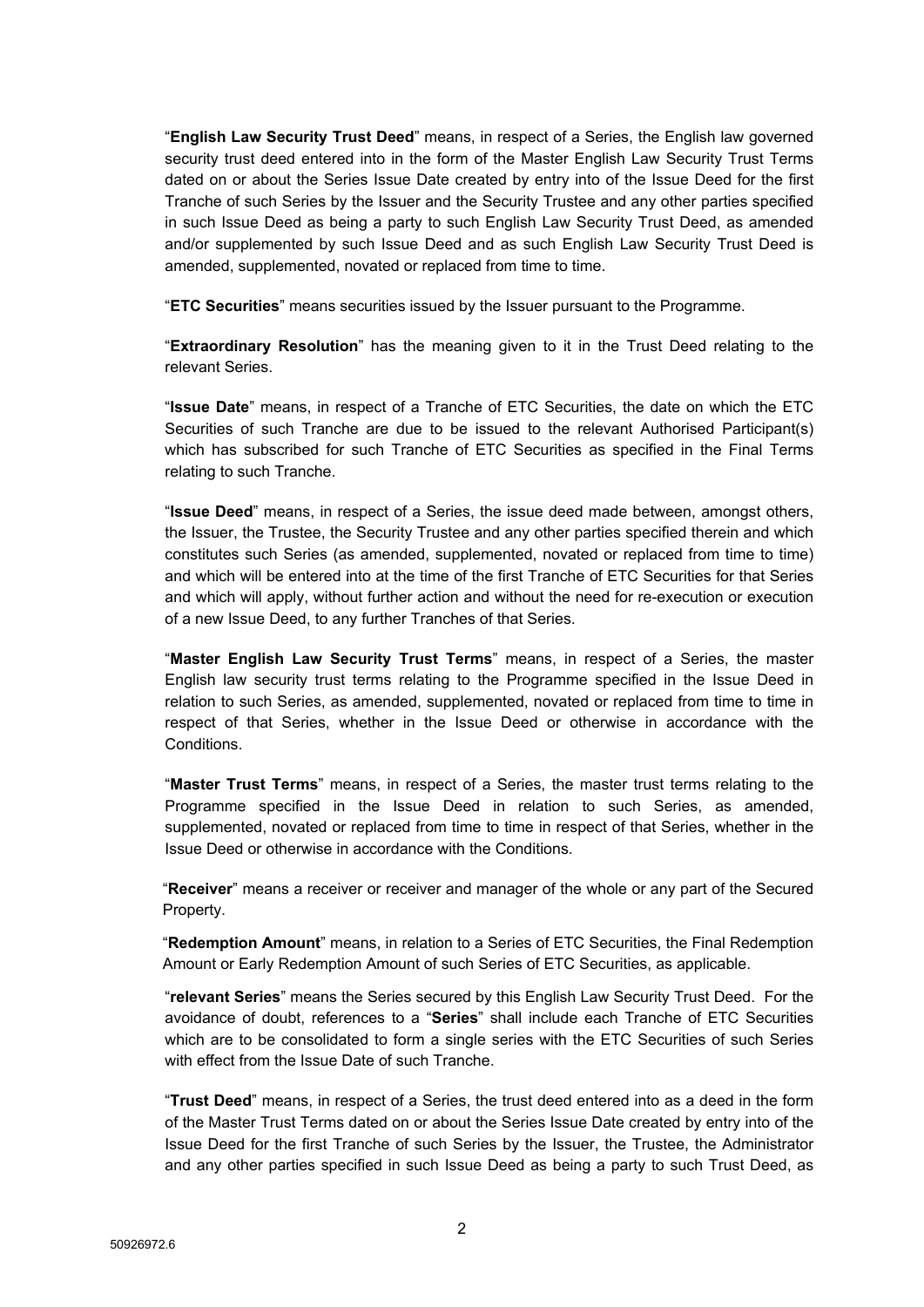"**English Law Security Trust Deed**" means, in respect of a Series, the English law governed security trust deed entered into in the form of the Master English Law Security Trust Terms dated on or about the Series Issue Date created by entry into of the Issue Deed for the first Tranche of such Series by the Issuer and the Security Trustee and any other parties specified in such Issue Deed as being a party to such English Law Security Trust Deed, as amended and/or supplemented by such Issue Deed and as such English Law Security Trust Deed is amended, supplemented, novated or replaced from time to time.

"**ETC Securities**" means securities issued by the Issuer pursuant to the Programme.

"**Extraordinary Resolution**" has the meaning given to it in the Trust Deed relating to the relevant Series.

"**Issue Date**" means, in respect of a Tranche of ETC Securities, the date on which the ETC Securities of such Tranche are due to be issued to the relevant Authorised Participant(s) which has subscribed for such Tranche of ETC Securities as specified in the Final Terms relating to such Tranche.

"**Issue Deed**" means, in respect of a Series, the issue deed made between, amongst others, the Issuer, the Trustee, the Security Trustee and any other parties specified therein and which constitutes such Series (as amended, supplemented, novated or replaced from time to time) and which will be entered into at the time of the first Tranche of ETC Securities for that Series and which will apply, without further action and without the need for re-execution or execution of a new Issue Deed, to any further Tranches of that Series.

"**Master English Law Security Trust Terms**" means, in respect of a Series, the master English law security trust terms relating to the Programme specified in the Issue Deed in relation to such Series, as amended, supplemented, novated or replaced from time to time in respect of that Series, whether in the Issue Deed or otherwise in accordance with the Conditions.

"**Master Trust Terms**" means, in respect of a Series, the master trust terms relating to the Programme specified in the Issue Deed in relation to such Series, as amended, supplemented, novated or replaced from time to time in respect of that Series, whether in the Issue Deed or otherwise in accordance with the Conditions.

"**Receiver**" means a receiver or receiver and manager of the whole or any part of the Secured Property.

"**Redemption Amount**" means, in relation to a Series of ETC Securities, the Final Redemption Amount or Early Redemption Amount of such Series of ETC Securities, as applicable.

"**relevant Series**" means the Series secured by this English Law Security Trust Deed. For the avoidance of doubt, references to a "**Series**" shall include each Tranche of ETC Securities which are to be consolidated to form a single series with the ETC Securities of such Series with effect from the Issue Date of such Tranche.

"**Trust Deed**" means, in respect of a Series, the trust deed entered into as a deed in the form of the Master Trust Terms dated on or about the Series Issue Date created by entry into of the Issue Deed for the first Tranche of such Series by the Issuer, the Trustee, the Administrator and any other parties specified in such Issue Deed as being a party to such Trust Deed, as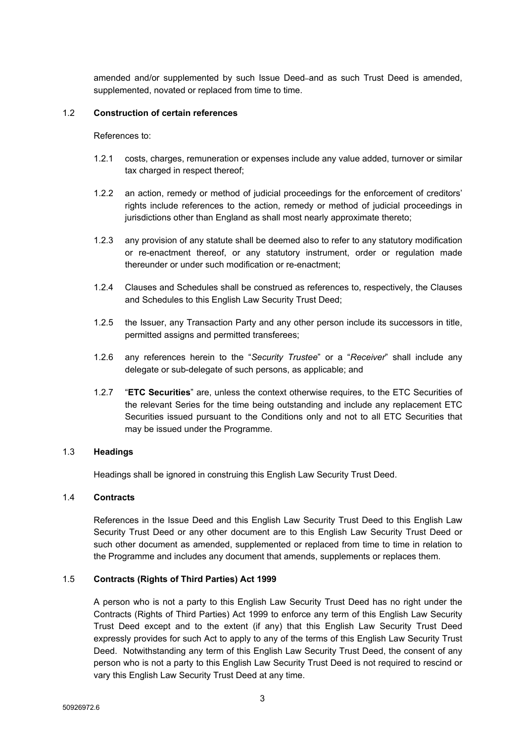amended and/or supplemented by such Issue Deed and as such Trust Deed is amended, supplemented, novated or replaced from time to time.

### 1.2 Construction of certain references

References to:

1.2.1 costs, charges, remuneration or expenses include any value added, turnover or similar tax charged in respect thereof;

1.2.2 an action, remedy or method of judicial proceedings for the enforcement of creditors' rights include references to the action, remedy or method of judicial proceedings in jurisdictions other than England as shall most nearly approximate thereto;

1.2.3 any provision of any statute shall be deemed also to refer to any statutory modification or re-enactment thereof, or any statutory instrument, order or regulation made thereunder or under such modification or re-enactment;

1.2.4 Clauses and Schedules shall be construed as references to, respectively, the Clauses and Schedules to this English Law Security Trust Deed;

1.2.5 the Issuer, any Transaction Party and any other person include its successors in title, permitted assigns and permitted transferees;

1.2.6 any references herein to the "*Security Trustee*" or a "*Receiver*" shall include any delegate or sub-delegate of such persons, as applicable; and

1.2.7 "**ETC Securities**" are, unless the context otherwise requires, to the ETC Securities of the relevant Series for the time being outstanding and include any replacement ETC Securities issued pursuant to the Conditions only and not to all ETC Securities that may be issued under the Programme.

### 1.3 Headings

Headings shall be ignored in construing this English Law Security Trust Deed.

### 1.4 Contracts

References in the Issue Deed and this English Law Security Trust Deed to this English Law Security Trust Deed or any other document are to this English Law Security Trust Deed or such other document as amended, supplemented or replaced from time to time in relation to the Programme and includes any document that amends, supplements or replaces them.

### 1.5 Contracts (Rights of Third Parties) Act 1999

A person who is not a party to this English Law Security Trust Deed has no right under the Contracts (Rights of Third Parties) Act 1999 to enforce any term of this English Law Security Trust Deed except and to the extent (if any) that this English Law Security Trust Deed expressly provides for such Act to apply to any of the terms of this English Law Security Trust Deed. Notwithstanding any term of this English Law Security Trust Deed, the consent of any person who is not a party to this English Law Security Trust Deed is not required to rescind or vary this English Law Security Trust Deed at any time.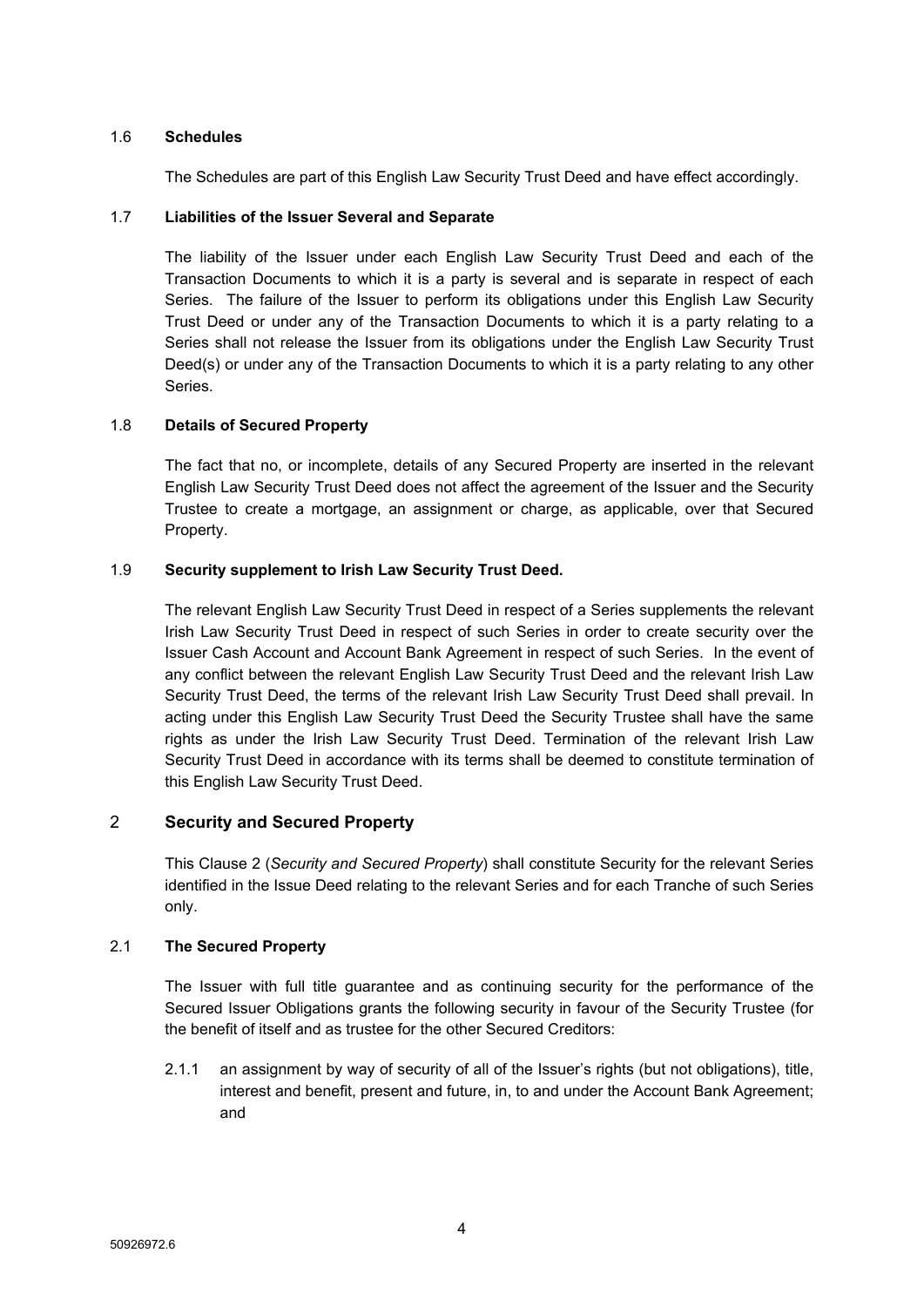### 1.6 Schedules

The Schedules are part of this English Law Security Trust Deed and have effect accordingly.

### 1.7 Liabilities of the Issuer Several and Separate

The liability of the Issuer under each English Law Security Trust Deed and each of the Transaction Documents to which it is a party is several and is separate in respect of each Series. The failure of the Issuer to perform its obligations under this English Law Security Trust Deed or under any of the Transaction Documents to which it is a party relating to a Series shall not release the Issuer from its obligations under the English Law Security Trust Deed(s) or under any of the Transaction Documents to which it is a party relating to any other Series.

### 1.8 Details of Secured Property

The fact that no, or incomplete, details of any Secured Property are inserted in the relevant English Law Security Trust Deed does not affect the agreement of the Issuer and the Security Trustee to create a mortgage, an assignment or charge, as applicable, over that Secured Property.

### 1.9 Security supplement to Irish Law Security Trust Deed.

The relevant English Law Security Trust Deed in respect of a Series supplements the relevant Irish Law Security Trust Deed in respect of such Series in order to create security over the Issuer Cash Account and Account Bank Agreement in respect of such Series. In the event of any conflict between the relevant English Law Security Trust Deed and the relevant Irish Law Security Trust Deed, the terms of the relevant Irish Law Security Trust Deed shall prevail. In acting under this English Law Security Trust Deed the Security Trustee shall have the same rights as under the Irish Law Security Trust Deed. Termination of the relevant Irish Law Security Trust Deed in accordance with its terms shall be deemed to constitute termination of this English Law Security Trust Deed.

## 2 Security and Secured Property

This Clause 2 (*Security and Secured Property*) shall constitute Security for the relevant Series identified in the Issue Deed relating to the relevant Series and for each Tranche of such Series only.

### 2.1 The Secured Property

The Issuer with full title guarantee and as continuing security for the performance of the Secured Issuer Obligations grants the following security in favour of the Security Trustee (for the benefit of itself and as trustee for the other Secured Creditors:

2.1.1 an assignment by way of security of all of the Issuer's rights (but not obligations), title, interest and benefit, present and future, in, to and under the Account Bank Agreement; and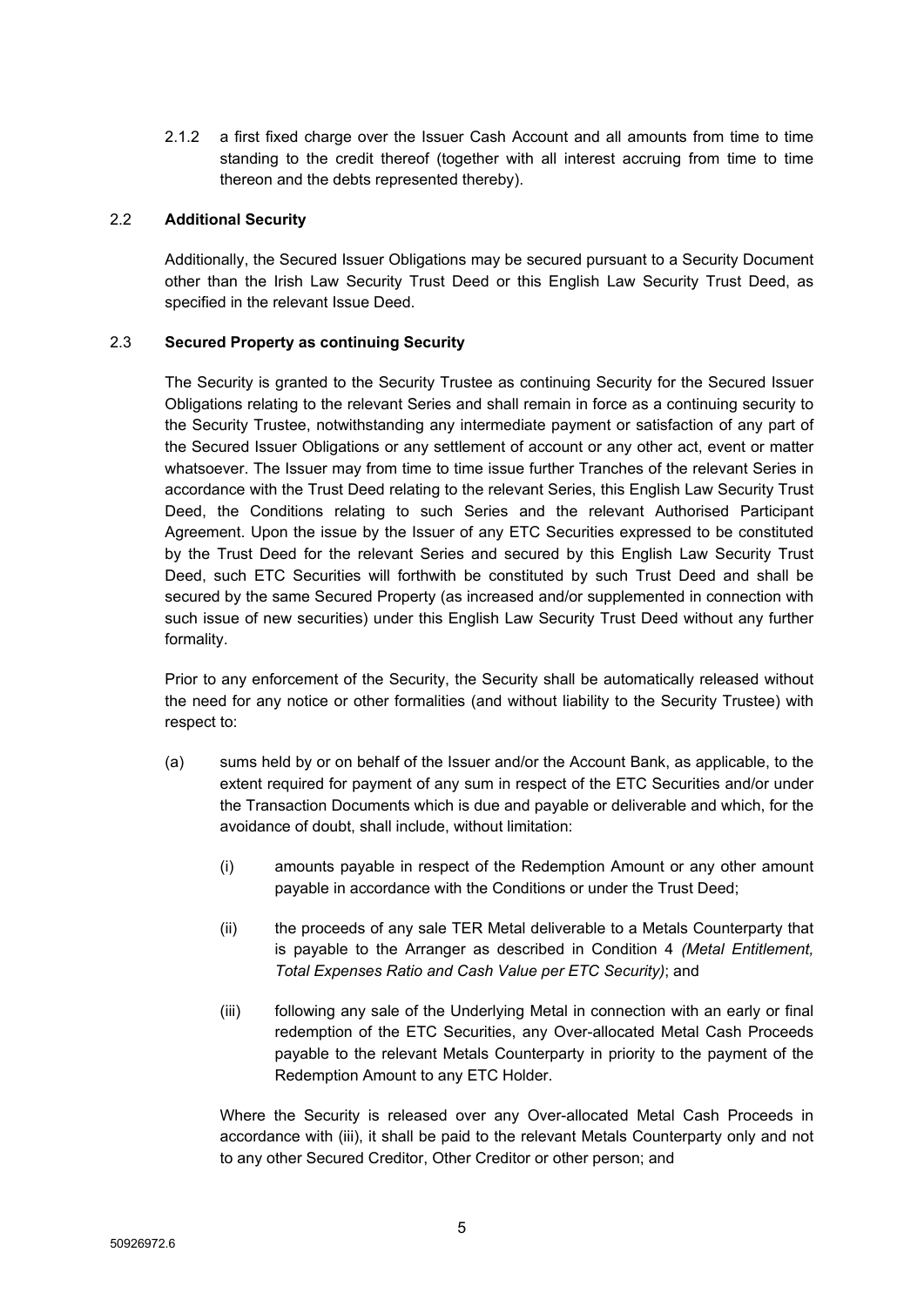2.1.2 a first fixed charge over the Issuer Cash Account and all amounts from time to time standing to the credit thereof (together with all interest accruing from time to time thereon and the debts represented thereby).

2.2 **Additional Security**

Additionally, the Secured Issuer Obligations may be secured pursuant to a Security Document other than the Irish Law Security Trust Deed or this English Law Security Trust Deed, as specified in the relevant Issue Deed.

2.3 **Secured Property as continuing Security**

The Security is granted to the Security Trustee as continuing Security for the Secured Issuer Obligations relating to the relevant Series and shall remain in force as a continuing security to the Security Trustee, notwithstanding any intermediate payment or satisfaction of any part of the Secured Issuer Obligations or any settlement of account or any other act, event or matter whatsoever. The Issuer may from time to time issue further Tranches of the relevant Series in accordance with the Trust Deed relating to the relevant Series, this English Law Security Trust Deed, the Conditions relating to such Series and the relevant Authorised Participant Agreement. Upon the issue by the Issuer of any ETC Securities expressed to be constituted by the Trust Deed for the relevant Series and secured by this English Law Security Trust Deed, such ETC Securities will forthwith be constituted by such Trust Deed and shall be secured by the same Secured Property (as increased and/or supplemented in connection with such issue of new securities) under this English Law Security Trust Deed without any further formality.

Prior to any enforcement of the Security, the Security shall be automatically released without the need for any notice or other formalities (and without liability to the Security Trustee) with respect to:

(a) sums held by or on behalf of the Issuer and/or the Account Bank, as applicable, to the extent required for payment of any sum in respect of the ETC Securities and/or under the Transaction Documents which is due and payable or deliverable and which, for the avoidance of doubt, shall include, without limitation:

   (i) amounts payable in respect of the Redemption Amount or any other amount payable in accordance with the Conditions or under the Trust Deed;

   (ii) the proceeds of any sale TER Metal deliverable to a Metals Counterparty that is payable to the Arranger as described in Condition 4 *(Metal Entitlement, Total Expenses Ratio and Cash Value per ETC Security)*; and

   (iii) following any sale of the Underlying Metal in connection with an early or final redemption of the ETC Securities, any Over-allocated Metal Cash Proceeds payable to the relevant Metals Counterparty in priority to the payment of the Redemption Amount to any ETC Holder.

   Where the Security is released over any Over-allocated Metal Cash Proceeds in accordance with (iii), it shall be paid to the relevant Metals Counterparty only and not to any other Secured Creditor, Other Creditor or other person; and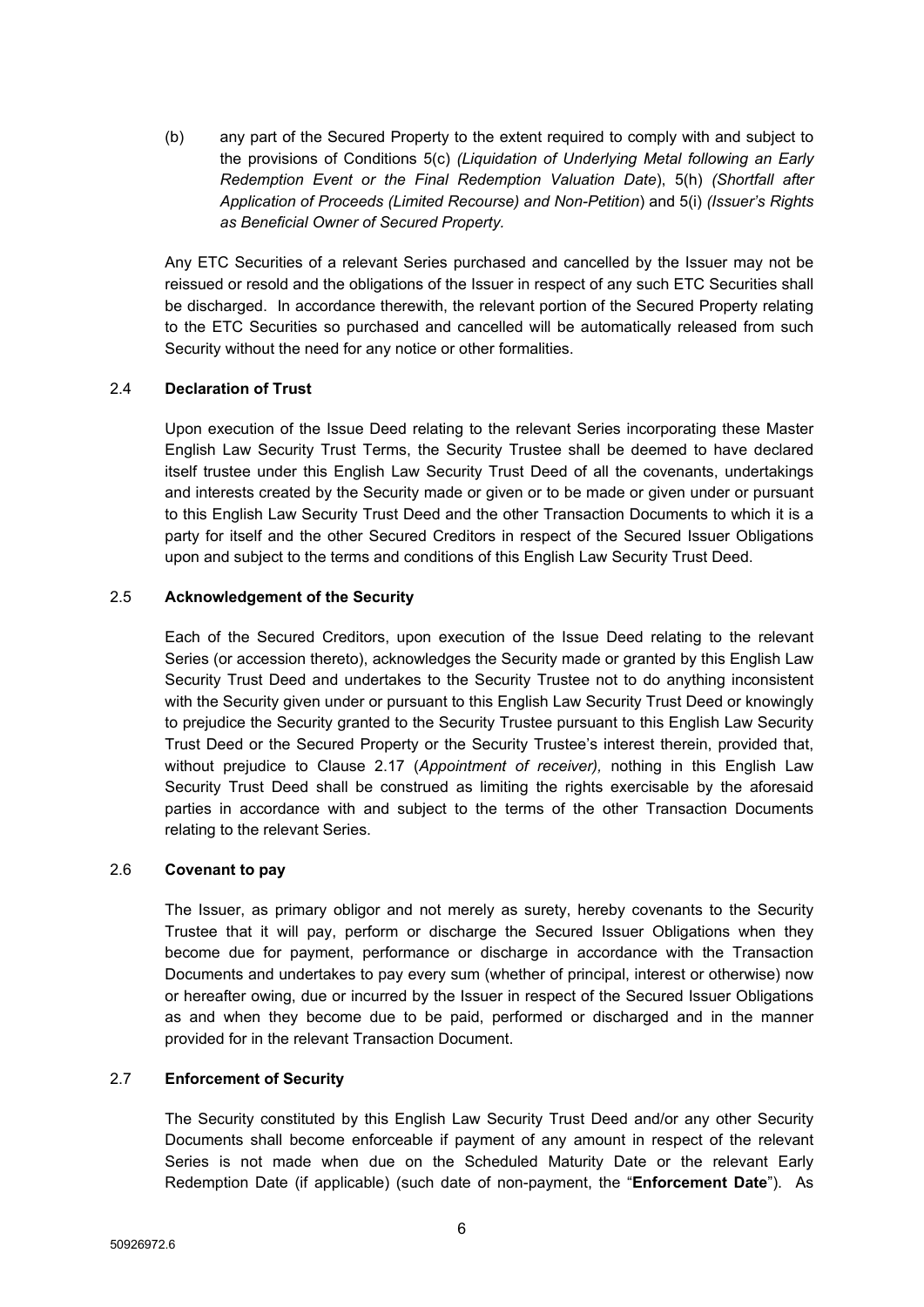(b) any part of the Secured Property to the extent required to comply with and subject to the provisions of Conditions 5(c) *(Liquidation of Underlying Metal following an Early Redemption Event or the Final Redemption Valuation Date*), 5(h) *(Shortfall after Application of Proceeds (Limited Recourse) and Non-Petition*) and 5(i) *(Issuer's Rights as Beneficial Owner of Secured Property.*

Any ETC Securities of a relevant Series purchased and cancelled by the Issuer may not be reissued or resold and the obligations of the Issuer in respect of any such ETC Securities shall be discharged. In accordance therewith, the relevant portion of the Secured Property relating to the ETC Securities so purchased and cancelled will be automatically released from such Security without the need for any notice or other formalities.

### 2.4 Declaration of Trust

Upon execution of the Issue Deed relating to the relevant Series incorporating these Master English Law Security Trust Terms, the Security Trustee shall be deemed to have declared itself trustee under this English Law Security Trust Deed of all the covenants, undertakings and interests created by the Security made or given or to be made or given under or pursuant to this English Law Security Trust Deed and the other Transaction Documents to which it is a party for itself and the other Secured Creditors in respect of the Secured Issuer Obligations upon and subject to the terms and conditions of this English Law Security Trust Deed.

### 2.5 Acknowledgement of the Security

Each of the Secured Creditors, upon execution of the Issue Deed relating to the relevant Series (or accession thereto), acknowledges the Security made or granted by this English Law Security Trust Deed and undertakes to the Security Trustee not to do anything inconsistent with the Security given under or pursuant to this English Law Security Trust Deed or knowingly to prejudice the Security granted to the Security Trustee pursuant to this English Law Security Trust Deed or the Secured Property or the Security Trustee's interest therein, provided that, without prejudice to Clause 2.17 (*Appointment of receiver),* nothing in this English Law Security Trust Deed shall be construed as limiting the rights exercisable by the aforesaid parties in accordance with and subject to the terms of the other Transaction Documents relating to the relevant Series.

### 2.6 Covenant to pay

The Issuer, as primary obligor and not merely as surety, hereby covenants to the Security Trustee that it will pay, perform or discharge the Secured Issuer Obligations when they become due for payment, performance or discharge in accordance with the Transaction Documents and undertakes to pay every sum (whether of principal, interest or otherwise) now or hereafter owing, due or incurred by the Issuer in respect of the Secured Issuer Obligations as and when they become due to be paid, performed or discharged and in the manner provided for in the relevant Transaction Document.

### 2.7 Enforcement of Security

The Security constituted by this English Law Security Trust Deed and/or any other Security Documents shall become enforceable if payment of any amount in respect of the relevant Series is not made when due on the Scheduled Maturity Date or the relevant Early Redemption Date (if applicable) (such date of non-payment, the "**Enforcement Date**"). As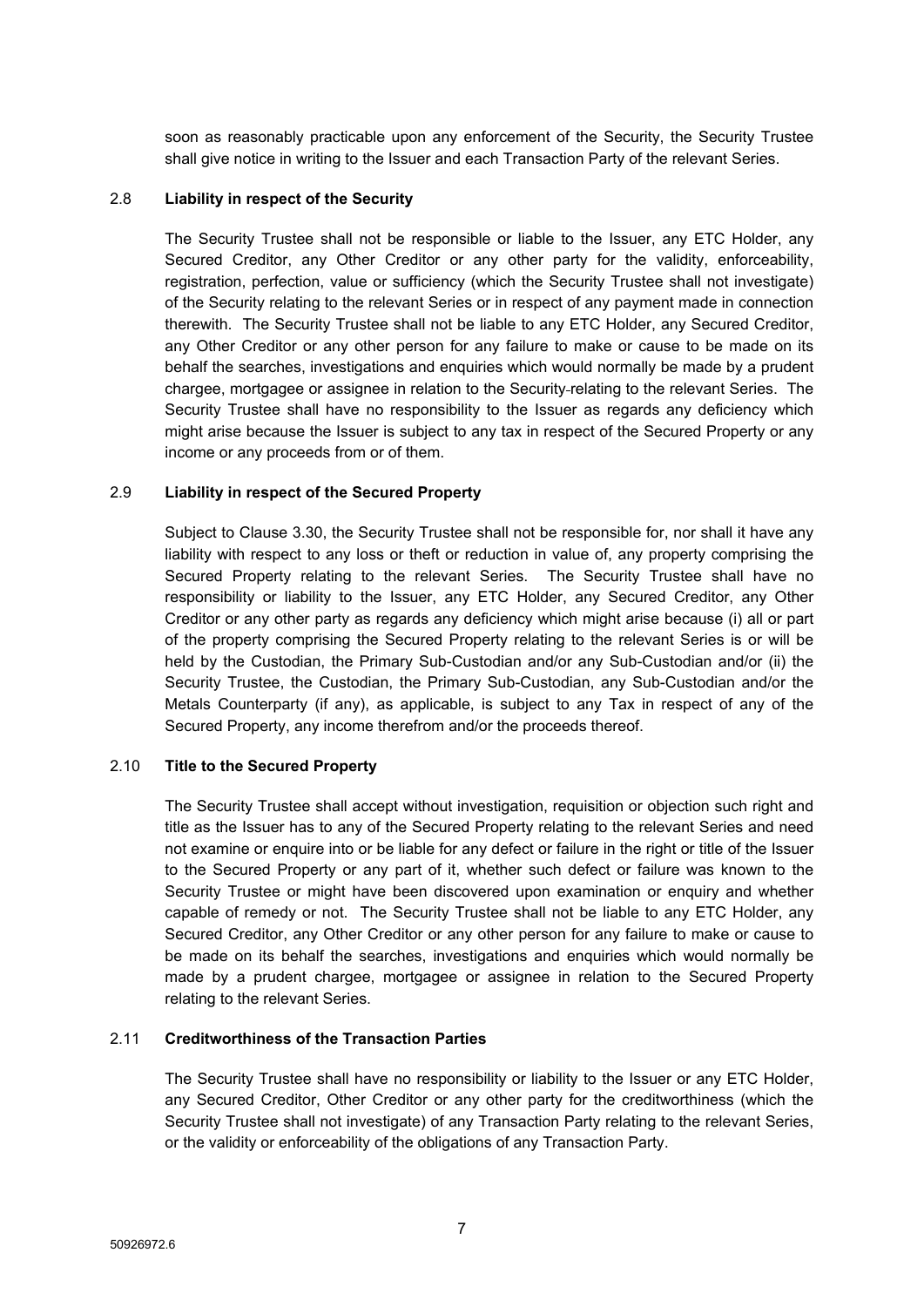soon as reasonably practicable upon any enforcement of the Security, the Security Trustee shall give notice in writing to the Issuer and each Transaction Party of the relevant Series.

2.8 **Liability in respect of the Security**

The Security Trustee shall not be responsible or liable to the Issuer, any ETC Holder, any Secured Creditor, any Other Creditor or any other party for the validity, enforceability, registration, perfection, value or sufficiency (which the Security Trustee shall not investigate) of the Security relating to the relevant Series or in respect of any payment made in connection therewith. The Security Trustee shall not be liable to any ETC Holder, any Secured Creditor, any Other Creditor or any other person for any failure to make or cause to be made on its behalf the searches, investigations and enquiries which would normally be made by a prudent chargee, mortgagee or assignee in relation to the Security relating to the relevant Series. The Security Trustee shall have no responsibility to the Issuer as regards any deficiency which might arise because the Issuer is subject to any tax in respect of the Secured Property or any income or any proceeds from or of them.

2.9 **Liability in respect of the Secured Property**

Subject to Clause 3.30, the Security Trustee shall not be responsible for, nor shall it have any liability with respect to any loss or theft or reduction in value of, any property comprising the Secured Property relating to the relevant Series. The Security Trustee shall have no responsibility or liability to the Issuer, any ETC Holder, any Secured Creditor, any Other Creditor or any other party as regards any deficiency which might arise because (i) all or part of the property comprising the Secured Property relating to the relevant Series is or will be held by the Custodian, the Primary Sub-Custodian and/or any Sub-Custodian and/or (ii) the Security Trustee, the Custodian, the Primary Sub-Custodian, any Sub-Custodian and/or the Metals Counterparty (if any), as applicable, is subject to any Tax in respect of any of the Secured Property, any income therefrom and/or the proceeds thereof.

2.10 **Title to the Secured Property**

The Security Trustee shall accept without investigation, requisition or objection such right and title as the Issuer has to any of the Secured Property relating to the relevant Series and need not examine or enquire into or be liable for any defect or failure in the right or title of the Issuer to the Secured Property or any part of it, whether such defect or failure was known to the Security Trustee or might have been discovered upon examination or enquiry and whether capable of remedy or not. The Security Trustee shall not be liable to any ETC Holder, any Secured Creditor, any Other Creditor or any other person for any failure to make or cause to be made on its behalf the searches, investigations and enquiries which would normally be made by a prudent chargee, mortgagee or assignee in relation to the Secured Property relating to the relevant Series.

2.11 **Creditworthiness of the Transaction Parties**

The Security Trustee shall have no responsibility or liability to the Issuer or any ETC Holder, any Secured Creditor, Other Creditor or any other party for the creditworthiness (which the Security Trustee shall not investigate) of any Transaction Party relating to the relevant Series, or the validity or enforceability of the obligations of any Transaction Party.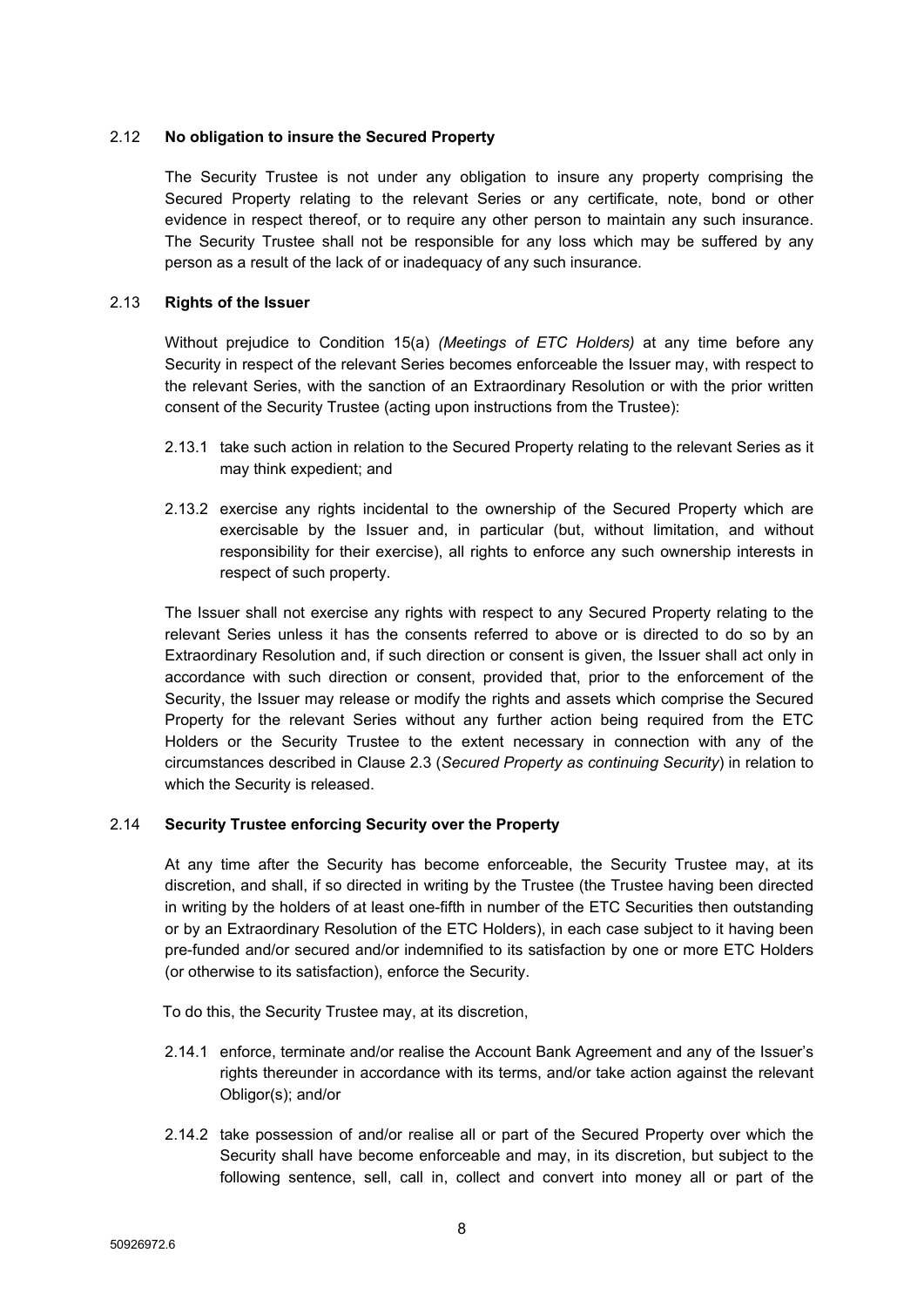### 2.12 **No obligation to insure the Secured Property**

The Security Trustee is not under any obligation to insure any property comprising the Secured Property relating to the relevant Series or any certificate, note, bond or other evidence in respect thereof, or to require any other person to maintain any such insurance. The Security Trustee shall not be responsible for any loss which may be suffered by any person as a result of the lack of or inadequacy of any such insurance.

### 2.13 **Rights of the Issuer**

Without prejudice to Condition 15(a) *(Meetings of ETC Holders)* at any time before any Security in respect of the relevant Series becomes enforceable the Issuer may, with respect to the relevant Series, with the sanction of an Extraordinary Resolution or with the prior written consent of the Security Trustee (acting upon instructions from the Trustee):

2.13.1 take such action in relation to the Secured Property relating to the relevant Series as it may think expedient; and

2.13.2 exercise any rights incidental to the ownership of the Secured Property which are exercisable by the Issuer and, in particular (but, without limitation, and without responsibility for their exercise), all rights to enforce any such ownership interests in respect of such property.

The Issuer shall not exercise any rights with respect to any Secured Property relating to the relevant Series unless it has the consents referred to above or is directed to do so by an Extraordinary Resolution and, if such direction or consent is given, the Issuer shall act only in accordance with such direction or consent, provided that, prior to the enforcement of the Security, the Issuer may release or modify the rights and assets which comprise the Secured Property for the relevant Series without any further action being required from the ETC Holders or the Security Trustee to the extent necessary in connection with any of the circumstances described in Clause 2.3 (*Secured Property as continuing Security*) in relation to which the Security is released.

### 2.14 **Security Trustee enforcing Security over the Property**

At any time after the Security has become enforceable, the Security Trustee may, at its discretion, and shall, if so directed in writing by the Trustee (the Trustee having been directed in writing by the holders of at least one-fifth in number of the ETC Securities then outstanding or by an Extraordinary Resolution of the ETC Holders), in each case subject to it having been pre-funded and/or secured and/or indemnified to its satisfaction by one or more ETC Holders (or otherwise to its satisfaction), enforce the Security.

To do this, the Security Trustee may, at its discretion,

2.14.1 enforce, terminate and/or realise the Account Bank Agreement and any of the Issuer's rights thereunder in accordance with its terms, and/or take action against the relevant Obligor(s); and/or

2.14.2 take possession of and/or realise all or part of the Secured Property over which the Security shall have become enforceable and may, in its discretion, but subject to the following sentence, sell, call in, collect and convert into money all or part of the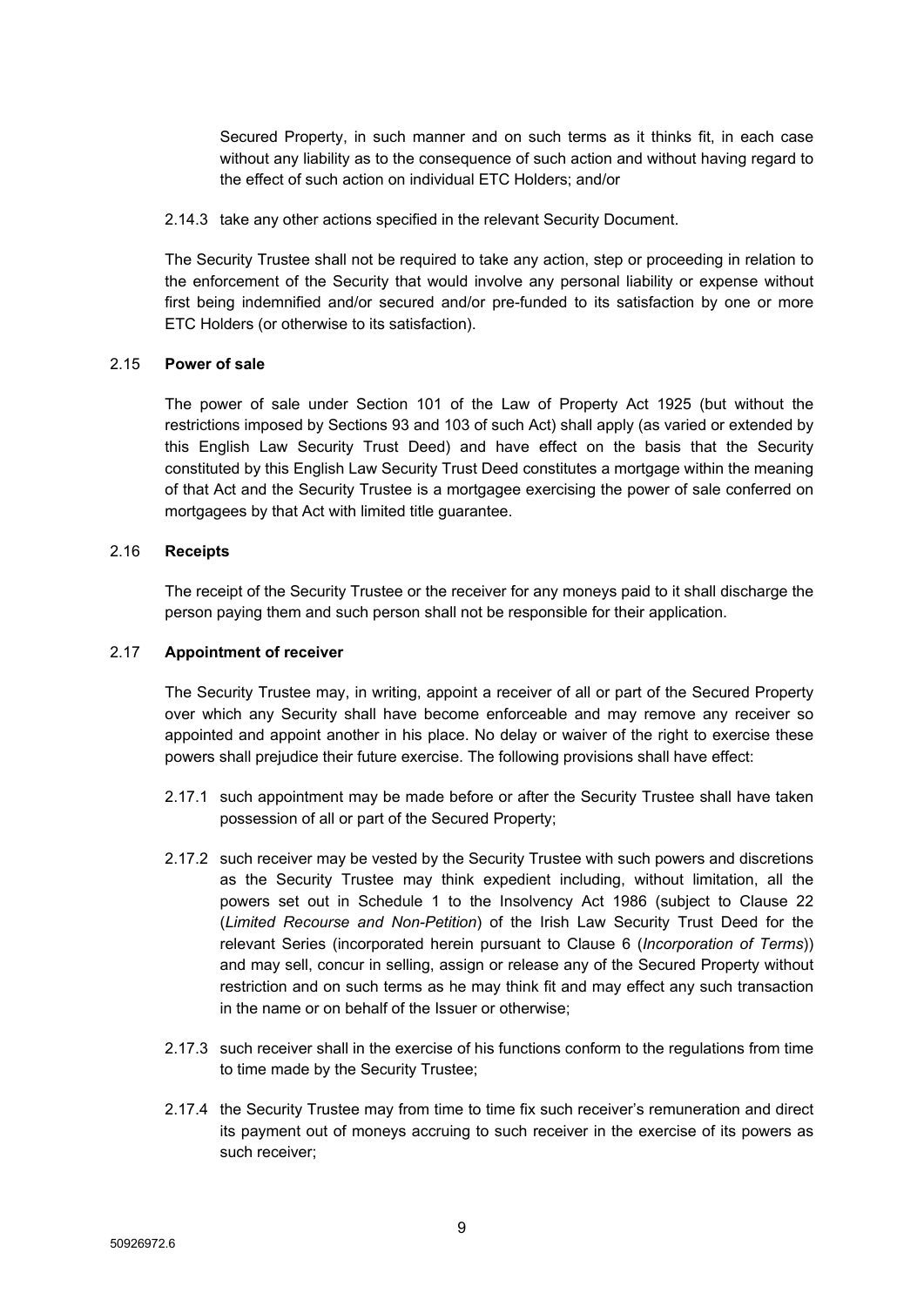Secured Property, in such manner and on such terms as it thinks fit, in each case without any liability as to the consequence of such action and without having regard to the effect of such action on individual ETC Holders; and/or

2.14.3 take any other actions specified in the relevant Security Document.

The Security Trustee shall not be required to take any action, step or proceeding in relation to the enforcement of the Security that would involve any personal liability or expense without first being indemnified and/or secured and/or pre-funded to its satisfaction by one or more ETC Holders (or otherwise to its satisfaction).

2.15 **Power of sale**

The power of sale under Section 101 of the Law of Property Act 1925 (but without the restrictions imposed by Sections 93 and 103 of such Act) shall apply (as varied or extended by this English Law Security Trust Deed) and have effect on the basis that the Security constituted by this English Law Security Trust Deed constitutes a mortgage within the meaning of that Act and the Security Trustee is a mortgagee exercising the power of sale conferred on mortgagees by that Act with limited title guarantee.

2.16 **Receipts**

The receipt of the Security Trustee or the receiver for any moneys paid to it shall discharge the person paying them and such person shall not be responsible for their application.

2.17 **Appointment of receiver**

The Security Trustee may, in writing, appoint a receiver of all or part of the Secured Property over which any Security shall have become enforceable and may remove any receiver so appointed and appoint another in his place. No delay or waiver of the right to exercise these powers shall prejudice their future exercise. The following provisions shall have effect:

2.17.1 such appointment may be made before or after the Security Trustee shall have taken possession of all or part of the Secured Property;

2.17.2 such receiver may be vested by the Security Trustee with such powers and discretions as the Security Trustee may think expedient including, without limitation, all the powers set out in Schedule 1 to the Insolvency Act 1986 (subject to Clause 22 (*Limited Recourse and Non-Petition*) of the Irish Law Security Trust Deed for the relevant Series (incorporated herein pursuant to Clause 6 (*Incorporation of Terms*)) and may sell, concur in selling, assign or release any of the Secured Property without restriction and on such terms as he may think fit and may effect any such transaction in the name or on behalf of the Issuer or otherwise;

2.17.3 such receiver shall in the exercise of his functions conform to the regulations from time to time made by the Security Trustee;

2.17.4 the Security Trustee may from time to time fix such receiver's remuneration and direct its payment out of moneys accruing to such receiver in the exercise of its powers as such receiver;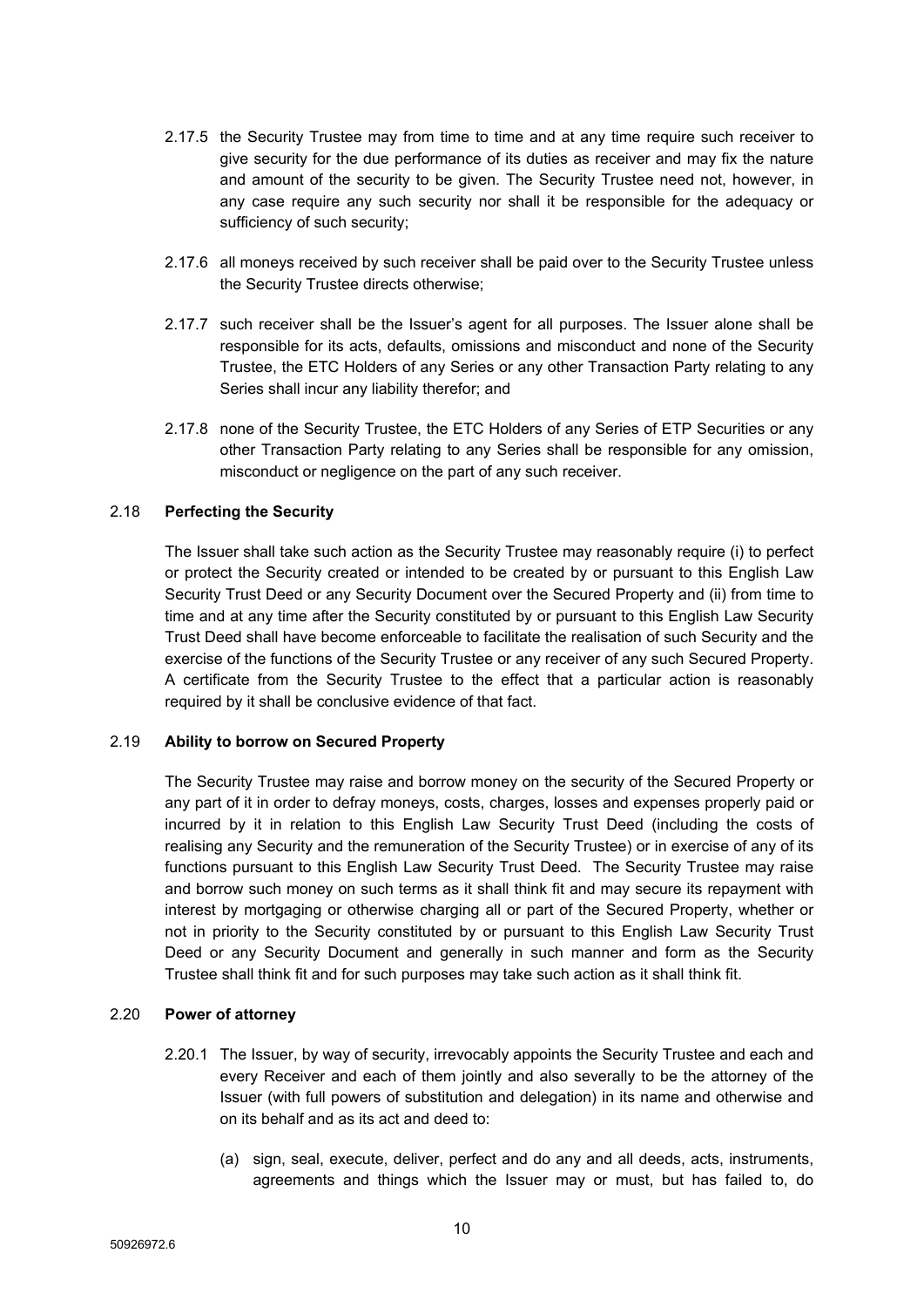2.17.5 the Security Trustee may from time to time and at any time require such receiver to give security for the due performance of its duties as receiver and may fix the nature and amount of the security to be given. The Security Trustee need not, however, in any case require any such security nor shall it be responsible for the adequacy or sufficiency of such security;

2.17.6 all moneys received by such receiver shall be paid over to the Security Trustee unless the Security Trustee directs otherwise;

2.17.7 such receiver shall be the Issuer's agent for all purposes. The Issuer alone shall be responsible for its acts, defaults, omissions and misconduct and none of the Security Trustee, the ETC Holders of any Series or any other Transaction Party relating to any Series shall incur any liability therefor; and

2.17.8 none of the Security Trustee, the ETC Holders of any Series of ETP Securities or any other Transaction Party relating to any Series shall be responsible for any omission, misconduct or negligence on the part of any such receiver.

2.18 **Perfecting the Security**

The Issuer shall take such action as the Security Trustee may reasonably require (i) to perfect or protect the Security created or intended to be created by or pursuant to this English Law Security Trust Deed or any Security Document over the Secured Property and (ii) from time to time and at any time after the Security constituted by or pursuant to this English Law Security Trust Deed shall have become enforceable to facilitate the realisation of such Security and the exercise of the functions of the Security Trustee or any receiver of any such Secured Property. A certificate from the Security Trustee to the effect that a particular action is reasonably required by it shall be conclusive evidence of that fact.

2.19 **Ability to borrow on Secured Property**

The Security Trustee may raise and borrow money on the security of the Secured Property or any part of it in order to defray moneys, costs, charges, losses and expenses properly paid or incurred by it in relation to this English Law Security Trust Deed (including the costs of realising any Security and the remuneration of the Security Trustee) or in exercise of any of its functions pursuant to this English Law Security Trust Deed. The Security Trustee may raise and borrow such money on such terms as it shall think fit and may secure its repayment with interest by mortgaging or otherwise charging all or part of the Secured Property, whether or not in priority to the Security constituted by or pursuant to this English Law Security Trust Deed or any Security Document and generally in such manner and form as the Security Trustee shall think fit and for such purposes may take such action as it shall think fit.

2.20 **Power of attorney**

2.20.1 The Issuer, by way of security, irrevocably appoints the Security Trustee and each and every Receiver and each of them jointly and also severally to be the attorney of the Issuer (with full powers of substitution and delegation) in its name and otherwise and on its behalf and as its act and deed to:

(a) sign, seal, execute, deliver, perfect and do any and all deeds, acts, instruments, agreements and things which the Issuer may or must, but has failed to, do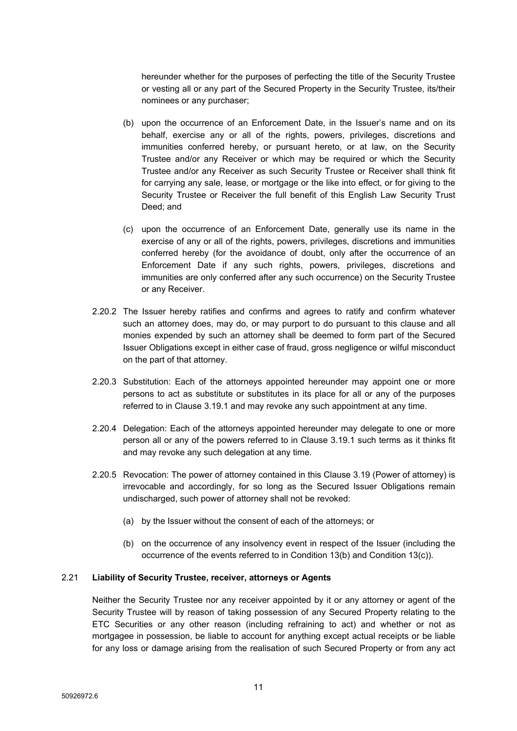hereunder whether for the purposes of perfecting the title of the Security Trustee or vesting all or any part of the Secured Property in the Security Trustee, its/their nominees or any purchaser;

(b) upon the occurrence of an Enforcement Date, in the Issuer's name and on its behalf, exercise any or all of the rights, powers, privileges, discretions and immunities conferred hereby, or pursuant hereto, or at law, on the Security Trustee and/or any Receiver or which may be required or which the Security Trustee and/or any Receiver as such Security Trustee or Receiver shall think fit for carrying any sale, lease, or mortgage or the like into effect, or for giving to the Security Trustee or Receiver the full benefit of this English Law Security Trust Deed; and

(c) upon the occurrence of an Enforcement Date, generally use its name in the exercise of any or all of the rights, powers, privileges, discretions and immunities conferred hereby (for the avoidance of doubt, only after the occurrence of an Enforcement Date if any such rights, powers, privileges, discretions and immunities are only conferred after any such occurrence) on the Security Trustee or any Receiver.

2.20.2 The Issuer hereby ratifies and confirms and agrees to ratify and confirm whatever such an attorney does, may do, or may purport to do pursuant to this clause and all monies expended by such an attorney shall be deemed to form part of the Secured Issuer Obligations except in either case of fraud, gross negligence or wilful misconduct on the part of that attorney.

2.20.3 Substitution: Each of the attorneys appointed hereunder may appoint one or more persons to act as substitute or substitutes in its place for all or any of the purposes referred to in Clause 3.19.1 and may revoke any such appointment at any time.

2.20.4 Delegation: Each of the attorneys appointed hereunder may delegate to one or more person all or any of the powers referred to in Clause 3.19.1 such terms as it thinks fit and may revoke any such delegation at any time.

2.20.5 Revocation: The power of attorney contained in this Clause 3.19 (Power of attorney) is irrevocable and accordingly, for so long as the Secured Issuer Obligations remain undischarged, such power of attorney shall not be revoked:

(a) by the Issuer without the consent of each of the attorneys; or

(b) on the occurrence of any insolvency event in respect of the Issuer (including the occurrence of the events referred to in Condition 13(b) and Condition 13(c)).

2.21 **Liability of Security Trustee, receiver, attorneys or Agents**

Neither the Security Trustee nor any receiver appointed by it or any attorney or agent of the Security Trustee will by reason of taking possession of any Secured Property relating to the ETC Securities or any other reason (including refraining to act) and whether or not as mortgagee in possession, be liable to account for anything except actual receipts or be liable for any loss or damage arising from the realisation of such Secured Property or from any act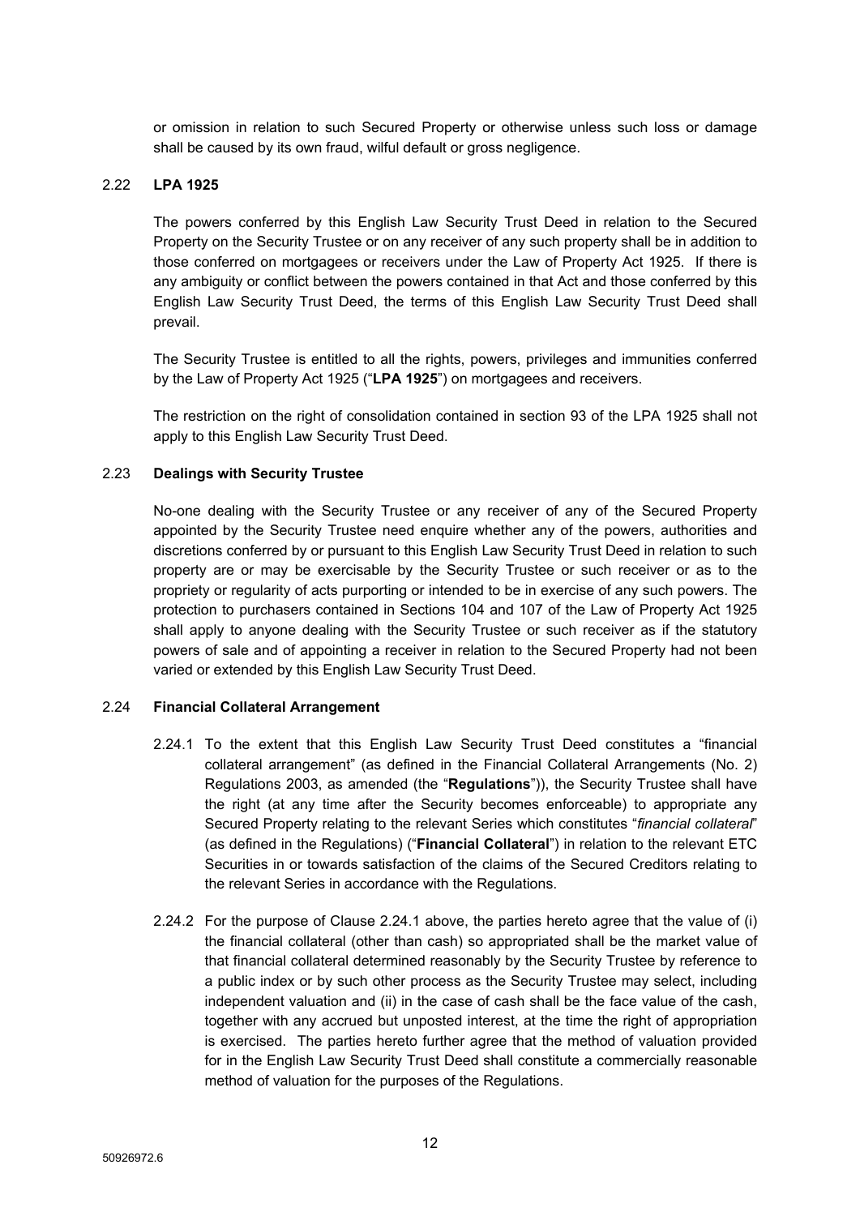or omission in relation to such Secured Property or otherwise unless such loss or damage shall be caused by its own fraud, wilful default or gross negligence.

2.22 **LPA 1925**

The powers conferred by this English Law Security Trust Deed in relation to the Secured Property on the Security Trustee or on any receiver of any such property shall be in addition to those conferred on mortgagees or receivers under the Law of Property Act 1925. If there is any ambiguity or conflict between the powers contained in that Act and those conferred by this English Law Security Trust Deed, the terms of this English Law Security Trust Deed shall prevail.

The Security Trustee is entitled to all the rights, powers, privileges and immunities conferred by the Law of Property Act 1925 ("**LPA 1925**") on mortgagees and receivers.

The restriction on the right of consolidation contained in section 93 of the LPA 1925 shall not apply to this English Law Security Trust Deed.

2.23 **Dealings with Security Trustee**

No-one dealing with the Security Trustee or any receiver of any of the Secured Property appointed by the Security Trustee need enquire whether any of the powers, authorities and discretions conferred by or pursuant to this English Law Security Trust Deed in relation to such property are or may be exercisable by the Security Trustee or such receiver or as to the propriety or regularity of acts purporting or intended to be in exercise of any such powers. The protection to purchasers contained in Sections 104 and 107 of the Law of Property Act 1925 shall apply to anyone dealing with the Security Trustee or such receiver as if the statutory powers of sale and of appointing a receiver in relation to the Secured Property had not been varied or extended by this English Law Security Trust Deed.

2.24 **Financial Collateral Arrangement**

2.24.1 To the extent that this English Law Security Trust Deed constitutes a "financial collateral arrangement" (as defined in the Financial Collateral Arrangements (No. 2) Regulations 2003, as amended (the "**Regulations**")), the Security Trustee shall have the right (at any time after the Security becomes enforceable) to appropriate any Secured Property relating to the relevant Series which constitutes "*financial collateral*" (as defined in the Regulations) ("**Financial Collateral**") in relation to the relevant ETC Securities in or towards satisfaction of the claims of the Secured Creditors relating to the relevant Series in accordance with the Regulations.

2.24.2 For the purpose of Clause 2.24.1 above, the parties hereto agree that the value of (i) the financial collateral (other than cash) so appropriated shall be the market value of that financial collateral determined reasonably by the Security Trustee by reference to a public index or by such other process as the Security Trustee may select, including independent valuation and (ii) in the case of cash shall be the face value of the cash, together with any accrued but unposted interest, at the time the right of appropriation is exercised. The parties hereto further agree that the method of valuation provided for in the English Law Security Trust Deed shall constitute a commercially reasonable method of valuation for the purposes of the Regulations.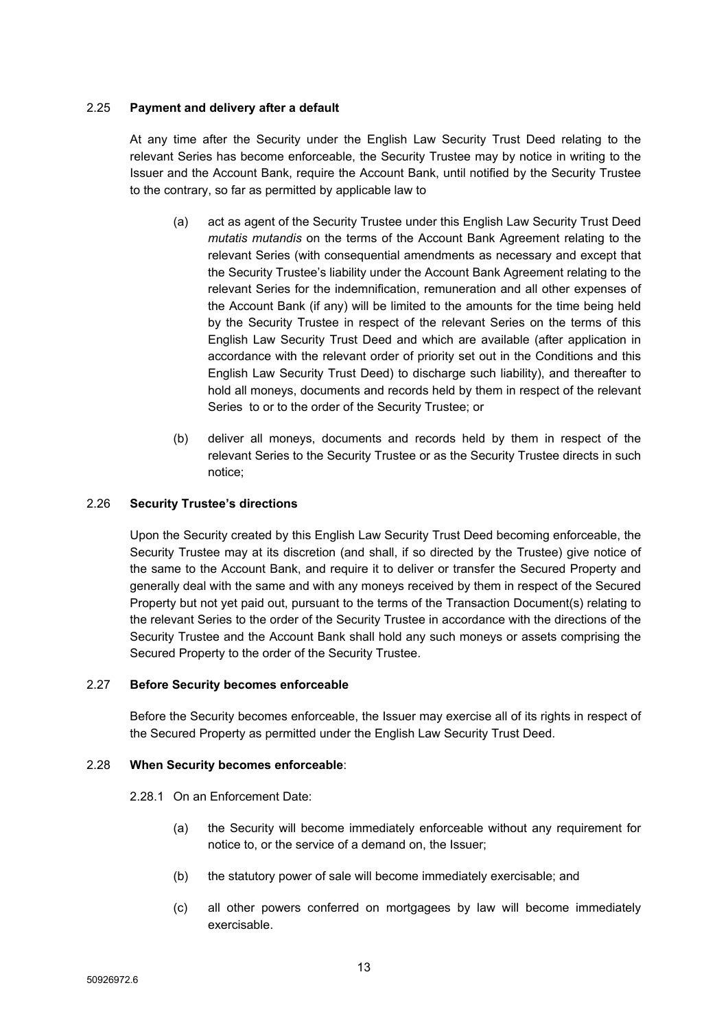### 2.25 **Payment and delivery after a default**

At any time after the Security under the English Law Security Trust Deed relating to the relevant Series has become enforceable, the Security Trustee may by notice in writing to the Issuer and the Account Bank, require the Account Bank, until notified by the Security Trustee to the contrary, so far as permitted by applicable law to

(a) act as agent of the Security Trustee under this English Law Security Trust Deed *mutatis mutandis* on the terms of the Account Bank Agreement relating to the relevant Series (with consequential amendments as necessary and except that the Security Trustee's liability under the Account Bank Agreement relating to the relevant Series for the indemnification, remuneration and all other expenses of the Account Bank (if any) will be limited to the amounts for the time being held by the Security Trustee in respect of the relevant Series on the terms of this English Law Security Trust Deed and which are available (after application in accordance with the relevant order of priority set out in the Conditions and this English Law Security Trust Deed) to discharge such liability), and thereafter to hold all moneys, documents and records held by them in respect of the relevant Series to or to the order of the Security Trustee; or

(b) deliver all moneys, documents and records held by them in respect of the relevant Series to the Security Trustee or as the Security Trustee directs in such notice;

### 2.26 **Security Trustee's directions**

Upon the Security created by this English Law Security Trust Deed becoming enforceable, the Security Trustee may at its discretion (and shall, if so directed by the Trustee) give notice of the same to the Account Bank, and require it to deliver or transfer the Secured Property and generally deal with the same and with any moneys received by them in respect of the Secured Property but not yet paid out, pursuant to the terms of the Transaction Document(s) relating to the relevant Series to the order of the Security Trustee in accordance with the directions of the Security Trustee and the Account Bank shall hold any such moneys or assets comprising the Secured Property to the order of the Security Trustee.

### 2.27 **Before Security becomes enforceable**

Before the Security becomes enforceable, the Issuer may exercise all of its rights in respect of the Secured Property as permitted under the English Law Security Trust Deed.

### 2.28 **When Security becomes enforceable**:

2.28.1 On an Enforcement Date:

(a) the Security will become immediately enforceable without any requirement for notice to, or the service of a demand on, the Issuer;

(b) the statutory power of sale will become immediately exercisable; and

(c) all other powers conferred on mortgagees by law will become immediately exercisable.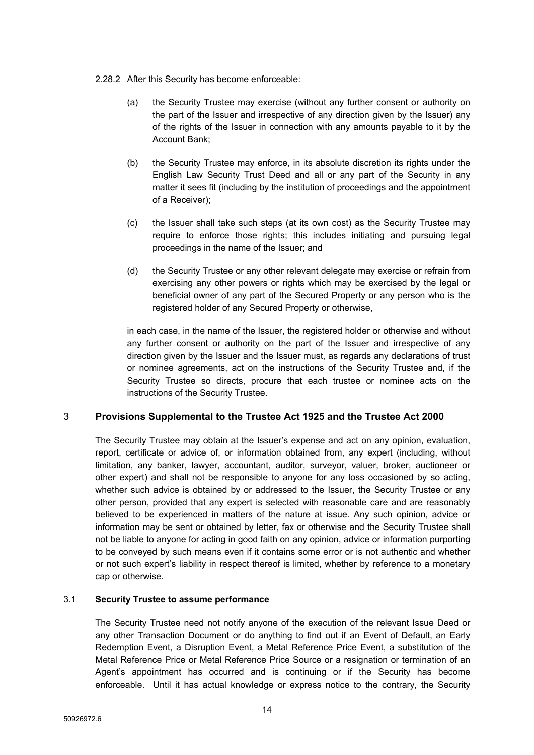2.28.2 After this Security has become enforceable:

(a) the Security Trustee may exercise (without any further consent or authority on the part of the Issuer and irrespective of any direction given by the Issuer) any of the rights of the Issuer in connection with any amounts payable to it by the Account Bank;

(b) the Security Trustee may enforce, in its absolute discretion its rights under the English Law Security Trust Deed and all or any part of the Security in any matter it sees fit (including by the institution of proceedings and the appointment of a Receiver);

(c) the Issuer shall take such steps (at its own cost) as the Security Trustee may require to enforce those rights; this includes initiating and pursuing legal proceedings in the name of the Issuer; and

(d) the Security Trustee or any other relevant delegate may exercise or refrain from exercising any other powers or rights which may be exercised by the legal or beneficial owner of any part of the Secured Property or any person who is the registered holder of any Secured Property or otherwise,

in each case, in the name of the Issuer, the registered holder or otherwise and without any further consent or authority on the part of the Issuer and irrespective of any direction given by the Issuer and the Issuer must, as regards any declarations of trust or nominee agreements, act on the instructions of the Security Trustee and, if the Security Trustee so directs, procure that each trustee or nominee acts on the instructions of the Security Trustee.

## 3 Provisions Supplemental to the Trustee Act 1925 and the Trustee Act 2000

The Security Trustee may obtain at the Issuer's expense and act on any opinion, evaluation, report, certificate or advice of, or information obtained from, any expert (including, without limitation, any banker, lawyer, accountant, auditor, surveyor, valuer, broker, auctioneer or other expert) and shall not be responsible to anyone for any loss occasioned by so acting, whether such advice is obtained by or addressed to the Issuer, the Security Trustee or any other person, provided that any expert is selected with reasonable care and are reasonably believed to be experienced in matters of the nature at issue. Any such opinion, advice or information may be sent or obtained by letter, fax or otherwise and the Security Trustee shall not be liable to anyone for acting in good faith on any opinion, advice or information purporting to be conveyed by such means even if it contains some error or is not authentic and whether or not such expert's liability in respect thereof is limited, whether by reference to a monetary cap or otherwise.

### 3.1 Security Trustee to assume performance

The Security Trustee need not notify anyone of the execution of the relevant Issue Deed or any other Transaction Document or do anything to find out if an Event of Default, an Early Redemption Event, a Disruption Event, a Metal Reference Price Event, a substitution of the Metal Reference Price or Metal Reference Price Source or a resignation or termination of an Agent's appointment has occurred and is continuing or if the Security has become enforceable. Until it has actual knowledge or express notice to the contrary, the Security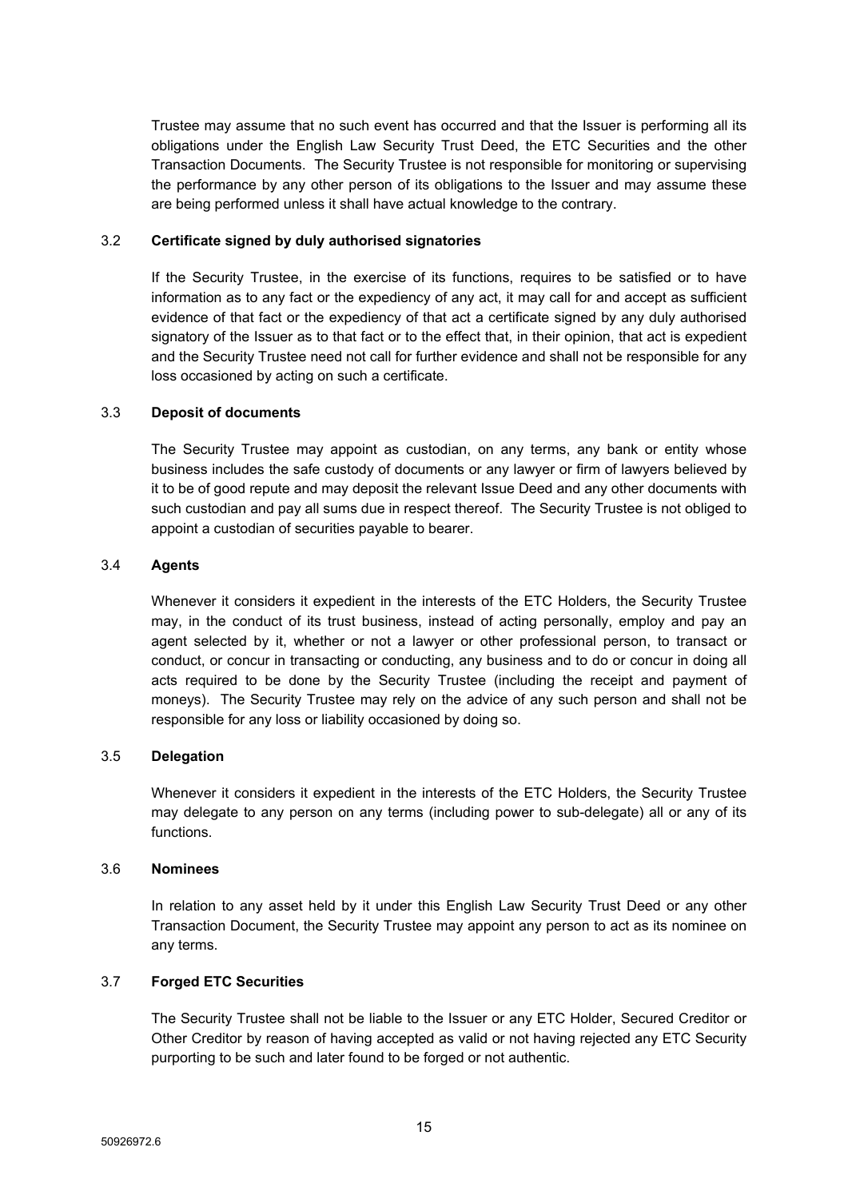Trustee may assume that no such event has occurred and that the Issuer is performing all its obligations under the English Law Security Trust Deed, the ETC Securities and the other Transaction Documents. The Security Trustee is not responsible for monitoring or supervising the performance by any other person of its obligations to the Issuer and may assume these are being performed unless it shall have actual knowledge to the contrary.

3.2 **Certificate signed by duly authorised signatories**

If the Security Trustee, in the exercise of its functions, requires to be satisfied or to have information as to any fact or the expediency of any act, it may call for and accept as sufficient evidence of that fact or the expediency of that act a certificate signed by any duly authorised signatory of the Issuer as to that fact or to the effect that, in their opinion, that act is expedient and the Security Trustee need not call for further evidence and shall not be responsible for any loss occasioned by acting on such a certificate.

3.3 **Deposit of documents**

The Security Trustee may appoint as custodian, on any terms, any bank or entity whose business includes the safe custody of documents or any lawyer or firm of lawyers believed by it to be of good repute and may deposit the relevant Issue Deed and any other documents with such custodian and pay all sums due in respect thereof. The Security Trustee is not obliged to appoint a custodian of securities payable to bearer.

3.4 **Agents**

Whenever it considers it expedient in the interests of the ETC Holders, the Security Trustee may, in the conduct of its trust business, instead of acting personally, employ and pay an agent selected by it, whether or not a lawyer or other professional person, to transact or conduct, or concur in transacting or conducting, any business and to do or concur in doing all acts required to be done by the Security Trustee (including the receipt and payment of moneys). The Security Trustee may rely on the advice of any such person and shall not be responsible for any loss or liability occasioned by doing so.

3.5 **Delegation**

Whenever it considers it expedient in the interests of the ETC Holders, the Security Trustee may delegate to any person on any terms (including power to sub-delegate) all or any of its functions.

3.6 **Nominees**

In relation to any asset held by it under this English Law Security Trust Deed or any other Transaction Document, the Security Trustee may appoint any person to act as its nominee on any terms.

3.7 **Forged ETC Securities**

The Security Trustee shall not be liable to the Issuer or any ETC Holder, Secured Creditor or Other Creditor by reason of having accepted as valid or not having rejected any ETC Security purporting to be such and later found to be forged or not authentic.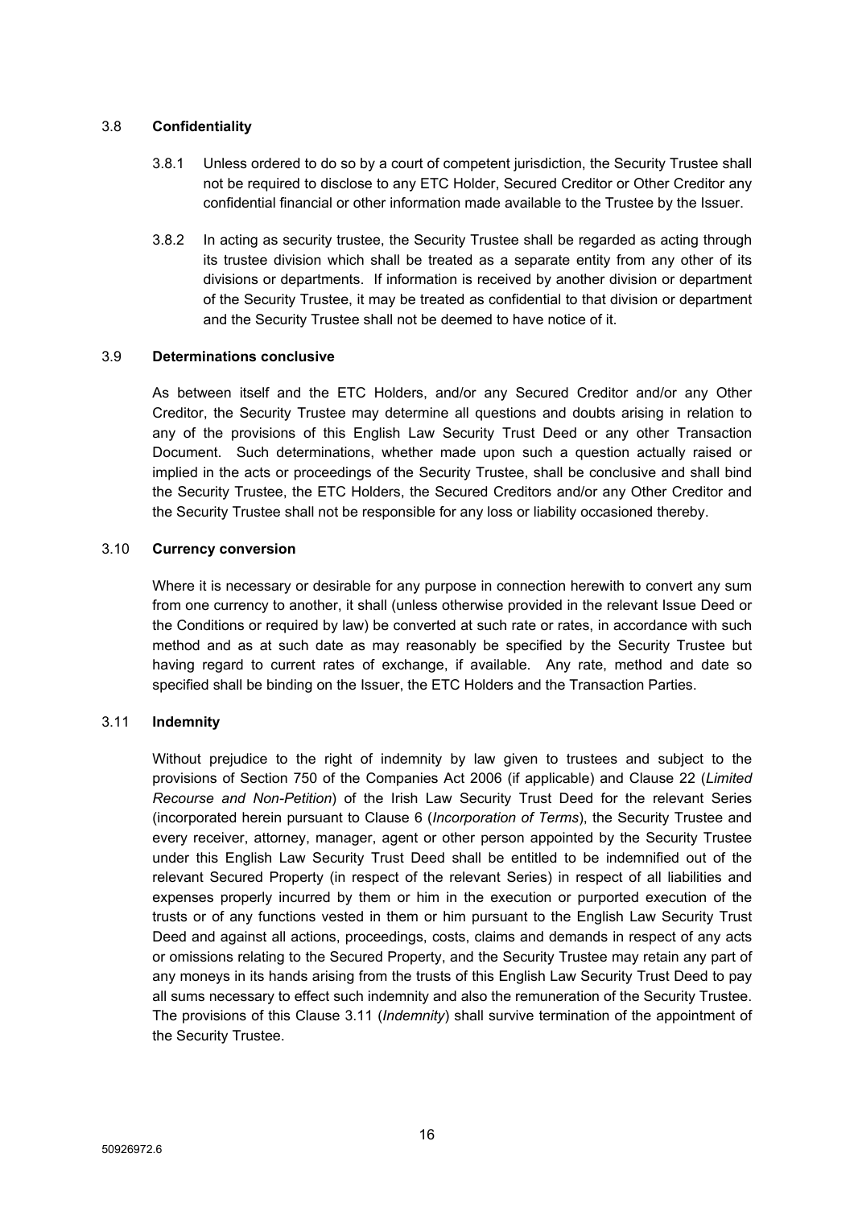### 3.8 **Confidentiality**

3.8.1 Unless ordered to do so by a court of competent jurisdiction, the Security Trustee shall not be required to disclose to any ETC Holder, Secured Creditor or Other Creditor any confidential financial or other information made available to the Trustee by the Issuer.

3.8.2 In acting as security trustee, the Security Trustee shall be regarded as acting through its trustee division which shall be treated as a separate entity from any other of its divisions or departments. If information is received by another division or department of the Security Trustee, it may be treated as confidential to that division or department and the Security Trustee shall not be deemed to have notice of it.

### 3.9 **Determinations conclusive**

As between itself and the ETC Holders, and/or any Secured Creditor and/or any Other Creditor, the Security Trustee may determine all questions and doubts arising in relation to any of the provisions of this English Law Security Trust Deed or any other Transaction Document. Such determinations, whether made upon such a question actually raised or implied in the acts or proceedings of the Security Trustee, shall be conclusive and shall bind the Security Trustee, the ETC Holders, the Secured Creditors and/or any Other Creditor and the Security Trustee shall not be responsible for any loss or liability occasioned thereby.

### 3.10 **Currency conversion**

Where it is necessary or desirable for any purpose in connection herewith to convert any sum from one currency to another, it shall (unless otherwise provided in the relevant Issue Deed or the Conditions or required by law) be converted at such rate or rates, in accordance with such method and as at such date as may reasonably be specified by the Security Trustee but having regard to current rates of exchange, if available. Any rate, method and date so specified shall be binding on the Issuer, the ETC Holders and the Transaction Parties.

### 3.11 **Indemnity**

Without prejudice to the right of indemnity by law given to trustees and subject to the provisions of Section 750 of the Companies Act 2006 (if applicable) and Clause 22 (*Limited Recourse and Non-Petition*) of the Irish Law Security Trust Deed for the relevant Series (incorporated herein pursuant to Clause 6 (*Incorporation of Terms*), the Security Trustee and every receiver, attorney, manager, agent or other person appointed by the Security Trustee under this English Law Security Trust Deed shall be entitled to be indemnified out of the relevant Secured Property (in respect of the relevant Series) in respect of all liabilities and expenses properly incurred by them or him in the execution or purported execution of the trusts or of any functions vested in them or him pursuant to the English Law Security Trust Deed and against all actions, proceedings, costs, claims and demands in respect of any acts or omissions relating to the Secured Property, and the Security Trustee may retain any part of any moneys in its hands arising from the trusts of this English Law Security Trust Deed to pay all sums necessary to effect such indemnity and also the remuneration of the Security Trustee. The provisions of this Clause 3.11 (*Indemnity*) shall survive termination of the appointment of the Security Trustee.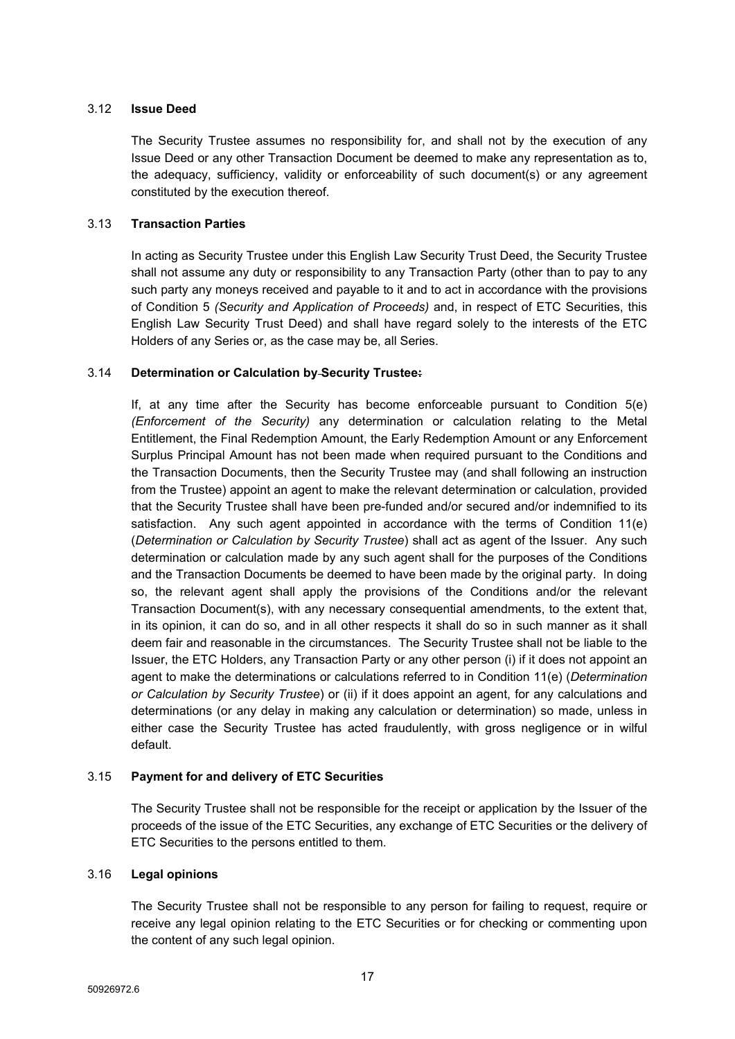### 3.12 **Issue Deed**

The Security Trustee assumes no responsibility for, and shall not by the execution of any Issue Deed or any other Transaction Document be deemed to make any representation as to, the adequacy, sufficiency, validity or enforceability of such document(s) or any agreement constituted by the execution thereof.

### 3.13 **Transaction Parties**

In acting as Security Trustee under this English Law Security Trust Deed, the Security Trustee shall not assume any duty or responsibility to any Transaction Party (other than to pay to any such party any moneys received and payable to it and to act in accordance with the provisions of Condition 5 *(Security and Application of Proceeds)* and, in respect of ETC Securities, this English Law Security Trust Deed) and shall have regard solely to the interests of the ETC Holders of any Series or, as the case may be, all Series.

### 3.14 **Determination or Calculation by Security Trustee:**

If, at any time after the Security has become enforceable pursuant to Condition 5(e) *(Enforcement of the Security)* any determination or calculation relating to the Metal Entitlement, the Final Redemption Amount, the Early Redemption Amount or any Enforcement Surplus Principal Amount has not been made when required pursuant to the Conditions and the Transaction Documents, then the Security Trustee may (and shall following an instruction from the Trustee) appoint an agent to make the relevant determination or calculation, provided that the Security Trustee shall have been pre-funded and/or secured and/or indemnified to its satisfaction. Any such agent appointed in accordance with the terms of Condition 11(e) (*Determination or Calculation by Security Trustee*) shall act as agent of the Issuer. Any such determination or calculation made by any such agent shall for the purposes of the Conditions and the Transaction Documents be deemed to have been made by the original party. In doing so, the relevant agent shall apply the provisions of the Conditions and/or the relevant Transaction Document(s), with any necessary consequential amendments, to the extent that, in its opinion, it can do so, and in all other respects it shall do so in such manner as it shall deem fair and reasonable in the circumstances. The Security Trustee shall not be liable to the Issuer, the ETC Holders, any Transaction Party or any other person (i) if it does not appoint an agent to make the determinations or calculations referred to in Condition 11(e) (*Determination or Calculation by Security Trustee*) or (ii) if it does appoint an agent, for any calculations and determinations (or any delay in making any calculation or determination) so made, unless in either case the Security Trustee has acted fraudulently, with gross negligence or in wilful default.

### 3.15 **Payment for and delivery of ETC Securities**

The Security Trustee shall not be responsible for the receipt or application by the Issuer of the proceeds of the issue of the ETC Securities, any exchange of ETC Securities or the delivery of ETC Securities to the persons entitled to them.

### 3.16 **Legal opinions**

The Security Trustee shall not be responsible to any person for failing to request, require or receive any legal opinion relating to the ETC Securities or for checking or commenting upon the content of any such legal opinion.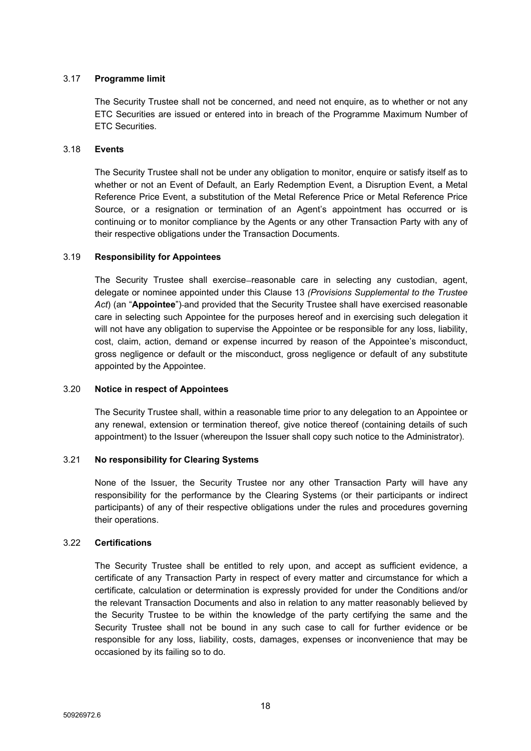3.17 **Programme limit**

The Security Trustee shall not be concerned, and need not enquire, as to whether or not any ETC Securities are issued or entered into in breach of the Programme Maximum Number of ETC Securities.

3.18 **Events**

The Security Trustee shall not be under any obligation to monitor, enquire or satisfy itself as to whether or not an Event of Default, an Early Redemption Event, a Disruption Event, a Metal Reference Price Event, a substitution of the Metal Reference Price or Metal Reference Price Source, or a resignation or termination of an Agent's appointment has occurred or is continuing or to monitor compliance by the Agents or any other Transaction Party with any of their respective obligations under the Transaction Documents.

3.19 **Responsibility for Appointees**

The Security Trustee shall exercise reasonable care in selecting any custodian, agent, delegate or nominee appointed under this Clause 13 *(Provisions Supplemental to the Trustee Act*) (an "**Appointee**") and provided that the Security Trustee shall have exercised reasonable care in selecting such Appointee for the purposes hereof and in exercising such delegation it will not have any obligation to supervise the Appointee or be responsible for any loss, liability, cost, claim, action, demand or expense incurred by reason of the Appointee's misconduct, gross negligence or default or the misconduct, gross negligence or default of any substitute appointed by the Appointee.

3.20 **Notice in respect of Appointees**

The Security Trustee shall, within a reasonable time prior to any delegation to an Appointee or any renewal, extension or termination thereof, give notice thereof (containing details of such appointment) to the Issuer (whereupon the Issuer shall copy such notice to the Administrator).

3.21 **No responsibility for Clearing Systems**

None of the Issuer, the Security Trustee nor any other Transaction Party will have any responsibility for the performance by the Clearing Systems (or their participants or indirect participants) of any of their respective obligations under the rules and procedures governing their operations.

3.22 **Certifications**

The Security Trustee shall be entitled to rely upon, and accept as sufficient evidence, a certificate of any Transaction Party in respect of every matter and circumstance for which a certificate, calculation or determination is expressly provided for under the Conditions and/or the relevant Transaction Documents and also in relation to any matter reasonably believed by the Security Trustee to be within the knowledge of the party certifying the same and the Security Trustee shall not be bound in any such case to call for further evidence or be responsible for any loss, liability, costs, damages, expenses or inconvenience that may be occasioned by its failing so to do.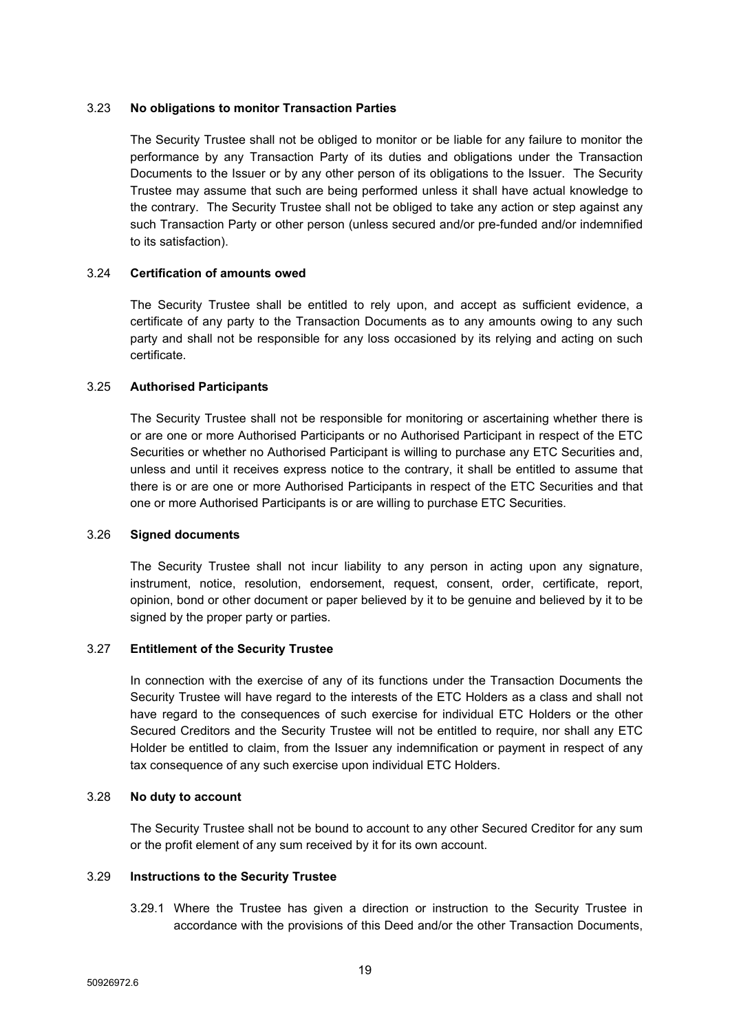### 3.23 **No obligations to monitor Transaction Parties**

The Security Trustee shall not be obliged to monitor or be liable for any failure to monitor the performance by any Transaction Party of its duties and obligations under the Transaction Documents to the Issuer or by any other person of its obligations to the Issuer. The Security Trustee may assume that such are being performed unless it shall have actual knowledge to the contrary. The Security Trustee shall not be obliged to take any action or step against any such Transaction Party or other person (unless secured and/or pre-funded and/or indemnified to its satisfaction).

### 3.24 **Certification of amounts owed**

The Security Trustee shall be entitled to rely upon, and accept as sufficient evidence, a certificate of any party to the Transaction Documents as to any amounts owing to any such party and shall not be responsible for any loss occasioned by its relying and acting on such certificate.

### 3.25 **Authorised Participants**

The Security Trustee shall not be responsible for monitoring or ascertaining whether there is or are one or more Authorised Participants or no Authorised Participant in respect of the ETC Securities or whether no Authorised Participant is willing to purchase any ETC Securities and, unless and until it receives express notice to the contrary, it shall be entitled to assume that there is or are one or more Authorised Participants in respect of the ETC Securities and that one or more Authorised Participants is or are willing to purchase ETC Securities.

### 3.26 **Signed documents**

The Security Trustee shall not incur liability to any person in acting upon any signature, instrument, notice, resolution, endorsement, request, consent, order, certificate, report, opinion, bond or other document or paper believed by it to be genuine and believed by it to be signed by the proper party or parties.

### 3.27 **Entitlement of the Security Trustee**

In connection with the exercise of any of its functions under the Transaction Documents the Security Trustee will have regard to the interests of the ETC Holders as a class and shall not have regard to the consequences of such exercise for individual ETC Holders or the other Secured Creditors and the Security Trustee will not be entitled to require, nor shall any ETC Holder be entitled to claim, from the Issuer any indemnification or payment in respect of any tax consequence of any such exercise upon individual ETC Holders.

### 3.28 **No duty to account**

The Security Trustee shall not be bound to account to any other Secured Creditor for any sum or the profit element of any sum received by it for its own account.

### 3.29 **Instructions to the Security Trustee**

3.29.1 Where the Trustee has given a direction or instruction to the Security Trustee in accordance with the provisions of this Deed and/or the other Transaction Documents,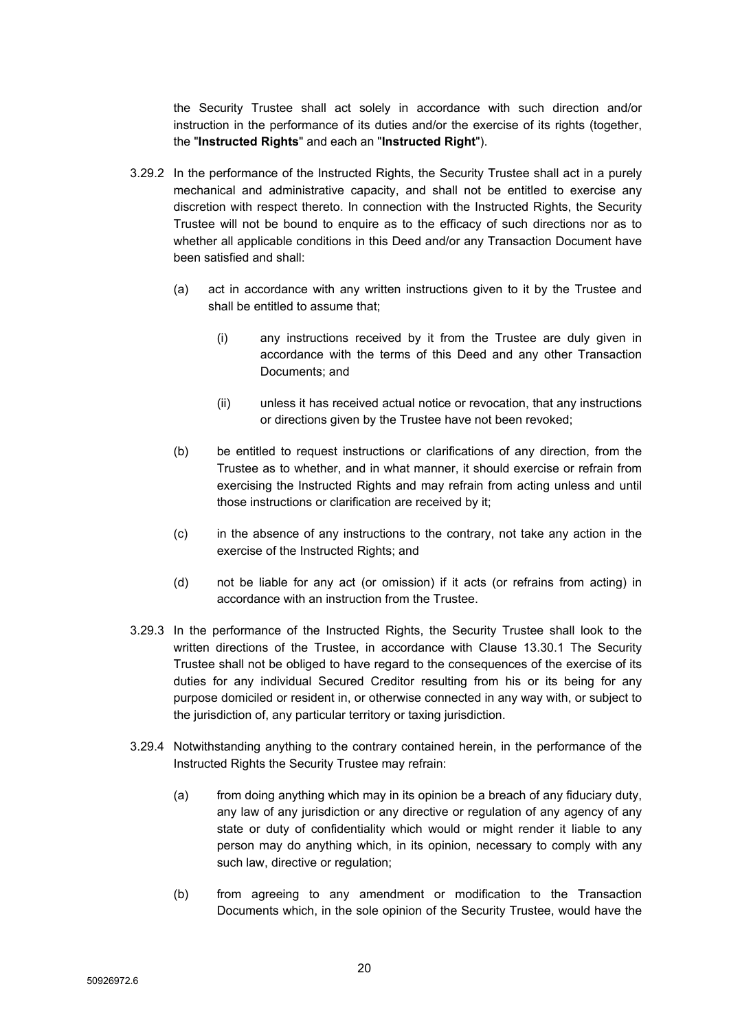the Security Trustee shall act solely in accordance with such direction and/or instruction in the performance of its duties and/or the exercise of its rights (together, the "**Instructed Rights**" and each an "**Instructed Right**").

3.29.2 In the performance of the Instructed Rights, the Security Trustee shall act in a purely mechanical and administrative capacity, and shall not be entitled to exercise any discretion with respect thereto. In connection with the Instructed Rights, the Security Trustee will not be bound to enquire as to the efficacy of such directions nor as to whether all applicable conditions in this Deed and/or any Transaction Document have been satisfied and shall:

(a) act in accordance with any written instructions given to it by the Trustee and shall be entitled to assume that;

  (i) any instructions received by it from the Trustee are duly given in accordance with the terms of this Deed and any other Transaction Documents; and

  (ii) unless it has received actual notice or revocation, that any instructions or directions given by the Trustee have not been revoked;

(b) be entitled to request instructions or clarifications of any direction, from the Trustee as to whether, and in what manner, it should exercise or refrain from exercising the Instructed Rights and may refrain from acting unless and until those instructions or clarification are received by it;

(c) in the absence of any instructions to the contrary, not take any action in the exercise of the Instructed Rights; and

(d) not be liable for any act (or omission) if it acts (or refrains from acting) in accordance with an instruction from the Trustee.

3.29.3 In the performance of the Instructed Rights, the Security Trustee shall look to the written directions of the Trustee, in accordance with Clause 13.30.1 The Security Trustee shall not be obliged to have regard to the consequences of the exercise of its duties for any individual Secured Creditor resulting from his or its being for any purpose domiciled or resident in, or otherwise connected in any way with, or subject to the jurisdiction of, any particular territory or taxing jurisdiction.

3.29.4 Notwithstanding anything to the contrary contained herein, in the performance of the Instructed Rights the Security Trustee may refrain:

(a) from doing anything which may in its opinion be a breach of any fiduciary duty, any law of any jurisdiction or any directive or regulation of any agency of any state or duty of confidentiality which would or might render it liable to any person may do anything which, in its opinion, necessary to comply with any such law, directive or regulation;

(b) from agreeing to any amendment or modification to the Transaction Documents which, in the sole opinion of the Security Trustee, would have the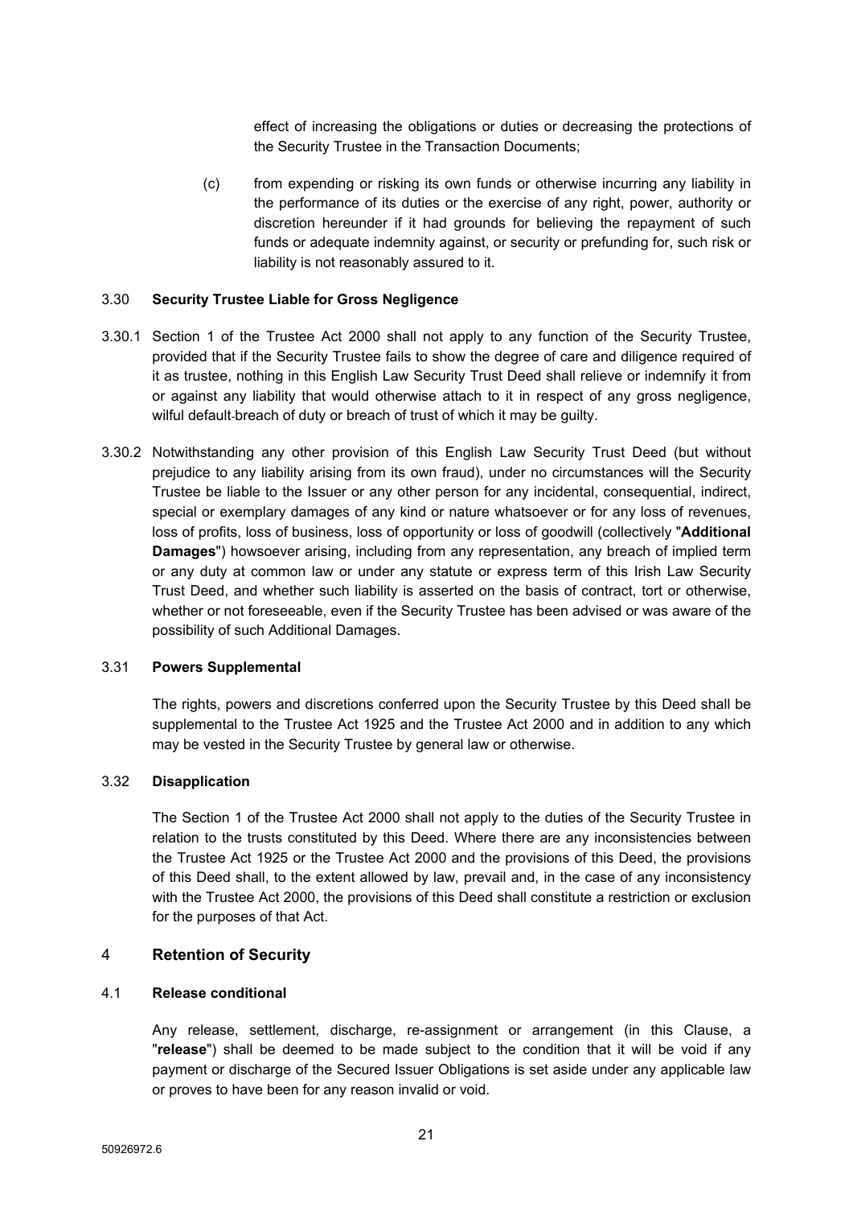effect of increasing the obligations or duties or decreasing the protections of the Security Trustee in the Transaction Documents;

(c) from expending or risking its own funds or otherwise incurring any liability in the performance of its duties or the exercise of any right, power, authority or discretion hereunder if it had grounds for believing the repayment of such funds or adequate indemnity against, or security or prefunding for, such risk or liability is not reasonably assured to it.

### 3.30 Security Trustee Liable for Gross Negligence

3.30.1 Section 1 of the Trustee Act 2000 shall not apply to any function of the Security Trustee, provided that if the Security Trustee fails to show the degree of care and diligence required of it as trustee, nothing in this English Law Security Trust Deed shall relieve or indemnify it from or against any liability that would otherwise attach to it in respect of any gross negligence, wilful default breach of duty or breach of trust of which it may be guilty.

3.30.2 Notwithstanding any other provision of this English Law Security Trust Deed (but without prejudice to any liability arising from its own fraud), under no circumstances will the Security Trustee be liable to the Issuer or any other person for any incidental, consequential, indirect, special or exemplary damages of any kind or nature whatsoever or for any loss of revenues, loss of profits, loss of business, loss of opportunity or loss of goodwill (collectively "**Additional Damages**") howsoever arising, including from any representation, any breach of implied term or any duty at common law or under any statute or express term of this Irish Law Security Trust Deed, and whether such liability is asserted on the basis of contract, tort or otherwise, whether or not foreseeable, even if the Security Trustee has been advised or was aware of the possibility of such Additional Damages.

### 3.31 Powers Supplemental

The rights, powers and discretions conferred upon the Security Trustee by this Deed shall be supplemental to the Trustee Act 1925 and the Trustee Act 2000 and in addition to any which may be vested in the Security Trustee by general law or otherwise.

### 3.32 Disapplication

The Section 1 of the Trustee Act 2000 shall not apply to the duties of the Security Trustee in relation to the trusts constituted by this Deed. Where there are any inconsistencies between the Trustee Act 1925 or the Trustee Act 2000 and the provisions of this Deed, the provisions of this Deed shall, to the extent allowed by law, prevail and, in the case of any inconsistency with the Trustee Act 2000, the provisions of this Deed shall constitute a restriction or exclusion for the purposes of that Act.

## 4 Retention of Security

### 4.1 Release conditional

Any release, settlement, discharge, re-assignment or arrangement (in this Clause, a "**release**") shall be deemed to be made subject to the condition that it will be void if any payment or discharge of the Secured Issuer Obligations is set aside under any applicable law or proves to have been for any reason invalid or void.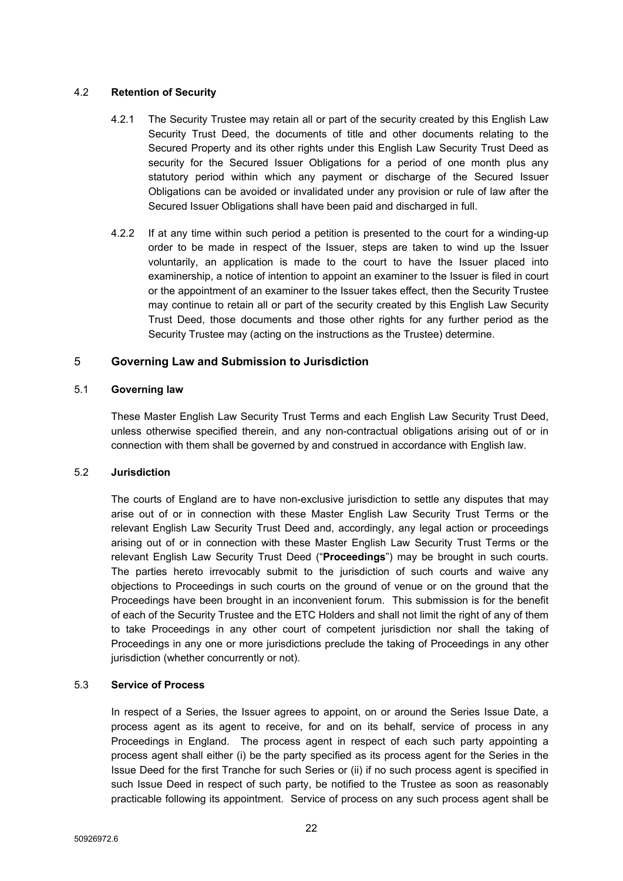### 4.2 **Retention of Security**

4.2.1 The Security Trustee may retain all or part of the security created by this English Law Security Trust Deed, the documents of title and other documents relating to the Secured Property and its other rights under this English Law Security Trust Deed as security for the Secured Issuer Obligations for a period of one month plus any statutory period within which any payment or discharge of the Secured Issuer Obligations can be avoided or invalidated under any provision or rule of law after the Secured Issuer Obligations shall have been paid and discharged in full.

4.2.2 If at any time within such period a petition is presented to the court for a winding-up order to be made in respect of the Issuer, steps are taken to wind up the Issuer voluntarily, an application is made to the court to have the Issuer placed into examinership, a notice of intention to appoint an examiner to the Issuer is filed in court or the appointment of an examiner to the Issuer takes effect, then the Security Trustee may continue to retain all or part of the security created by this English Law Security Trust Deed, those documents and those other rights for any further period as the Security Trustee may (acting on the instructions as the Trustee) determine.

## 5 **Governing Law and Submission to Jurisdiction**

### 5.1 **Governing law**

These Master English Law Security Trust Terms and each English Law Security Trust Deed, unless otherwise specified therein, and any non-contractual obligations arising out of or in connection with them shall be governed by and construed in accordance with English law.

### 5.2 **Jurisdiction**

The courts of England are to have non-exclusive jurisdiction to settle any disputes that may arise out of or in connection with these Master English Law Security Trust Terms or the relevant English Law Security Trust Deed and, accordingly, any legal action or proceedings arising out of or in connection with these Master English Law Security Trust Terms or the relevant English Law Security Trust Deed ("**Proceedings**") may be brought in such courts. The parties hereto irrevocably submit to the jurisdiction of such courts and waive any objections to Proceedings in such courts on the ground of venue or on the ground that the Proceedings have been brought in an inconvenient forum. This submission is for the benefit of each of the Security Trustee and the ETC Holders and shall not limit the right of any of them to take Proceedings in any other court of competent jurisdiction nor shall the taking of Proceedings in any one or more jurisdictions preclude the taking of Proceedings in any other jurisdiction (whether concurrently or not).

### 5.3 **Service of Process**

In respect of a Series, the Issuer agrees to appoint, on or around the Series Issue Date, a process agent as its agent to receive, for and on its behalf, service of process in any Proceedings in England. The process agent in respect of each such party appointing a process agent shall either (i) be the party specified as its process agent for the Series in the Issue Deed for the first Tranche for such Series or (ii) if no such process agent is specified in such Issue Deed in respect of such party, be notified to the Trustee as soon as reasonably practicable following its appointment. Service of process on any such process agent shall be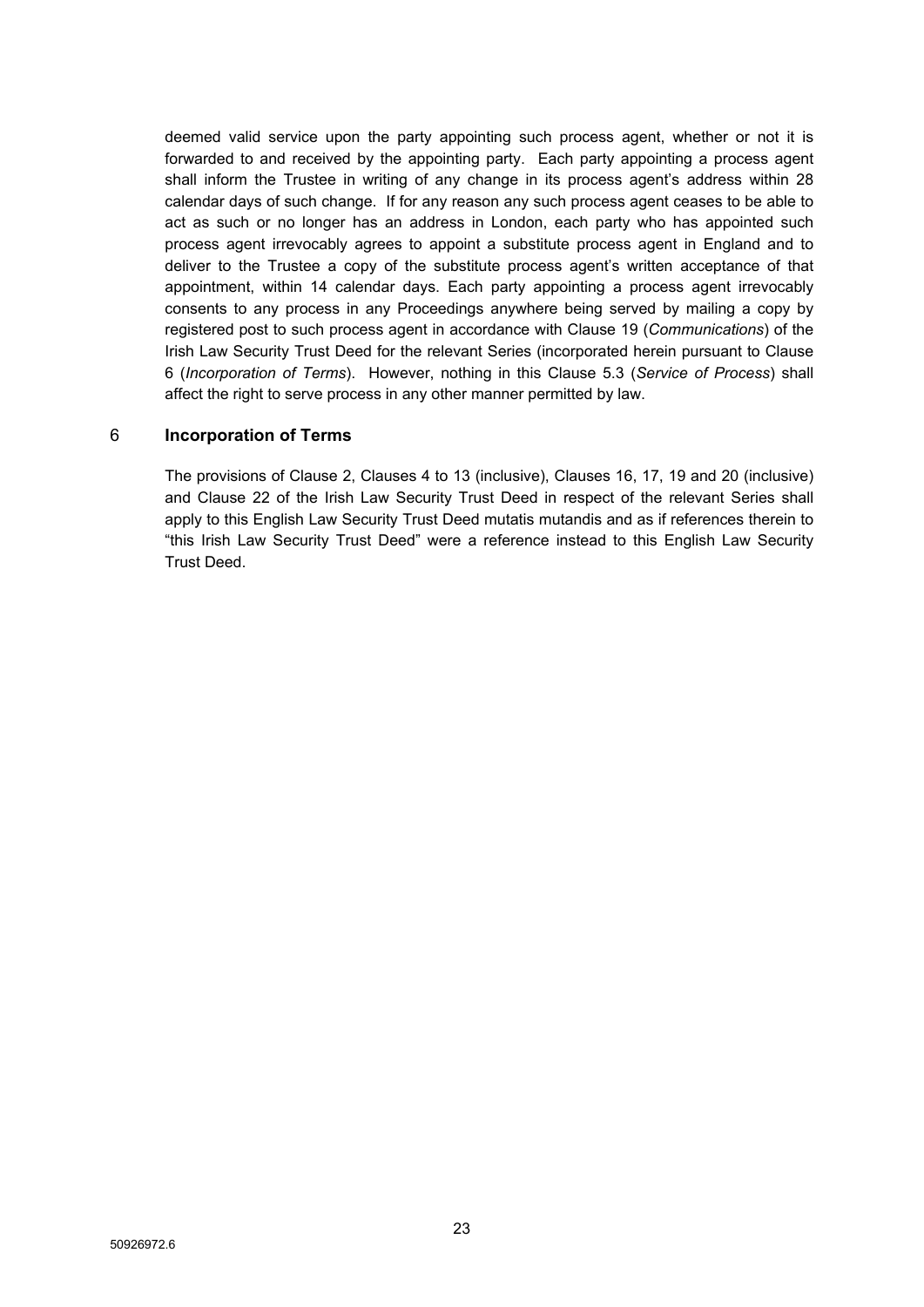deemed valid service upon the party appointing such process agent, whether or not it is forwarded to and received by the appointing party. Each party appointing a process agent shall inform the Trustee in writing of any change in its process agent's address within 28 calendar days of such change. If for any reason any such process agent ceases to be able to act as such or no longer has an address in London, each party who has appointed such process agent irrevocably agrees to appoint a substitute process agent in England and to deliver to the Trustee a copy of the substitute process agent's written acceptance of that appointment, within 14 calendar days. Each party appointing a process agent irrevocably consents to any process in any Proceedings anywhere being served by mailing a copy by registered post to such process agent in accordance with Clause 19 (*Communications*) of the Irish Law Security Trust Deed for the relevant Series (incorporated herein pursuant to Clause 6 (*Incorporation of Terms*). However, nothing in this Clause 5.3 (*Service of Process*) shall affect the right to serve process in any other manner permitted by law.

## 6 Incorporation of Terms

The provisions of Clause 2, Clauses 4 to 13 (inclusive), Clauses 16, 17, 19 and 20 (inclusive) and Clause 22 of the Irish Law Security Trust Deed in respect of the relevant Series shall apply to this English Law Security Trust Deed mutatis mutandis and as if references therein to "this Irish Law Security Trust Deed" were a reference instead to this English Law Security Trust Deed.